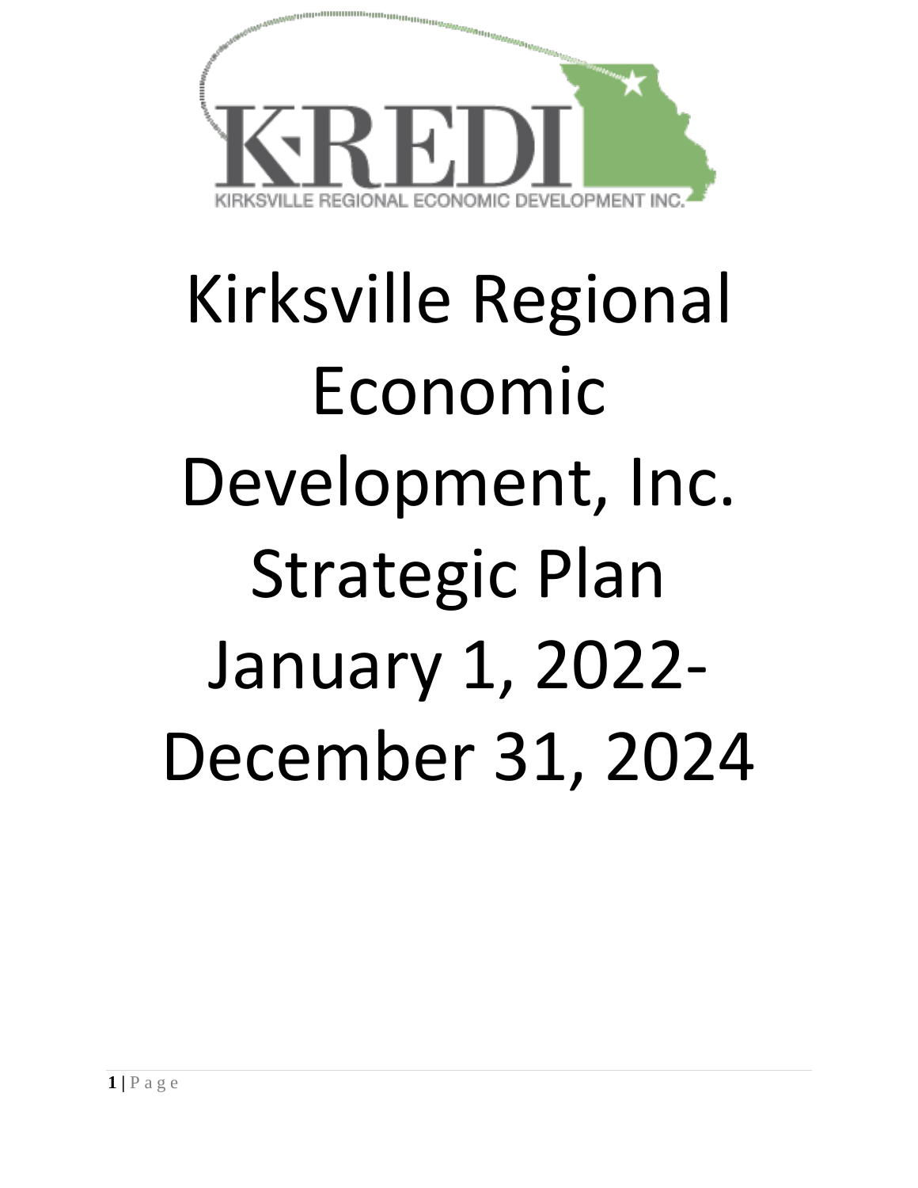KREDI

KIRKSVILLE REGIONAL ECONOMIC DEVELOPMENT INC.

# Kirksville Regional Economic Development, Inc. Strategic Plan January 1, 2022-December 31, 2024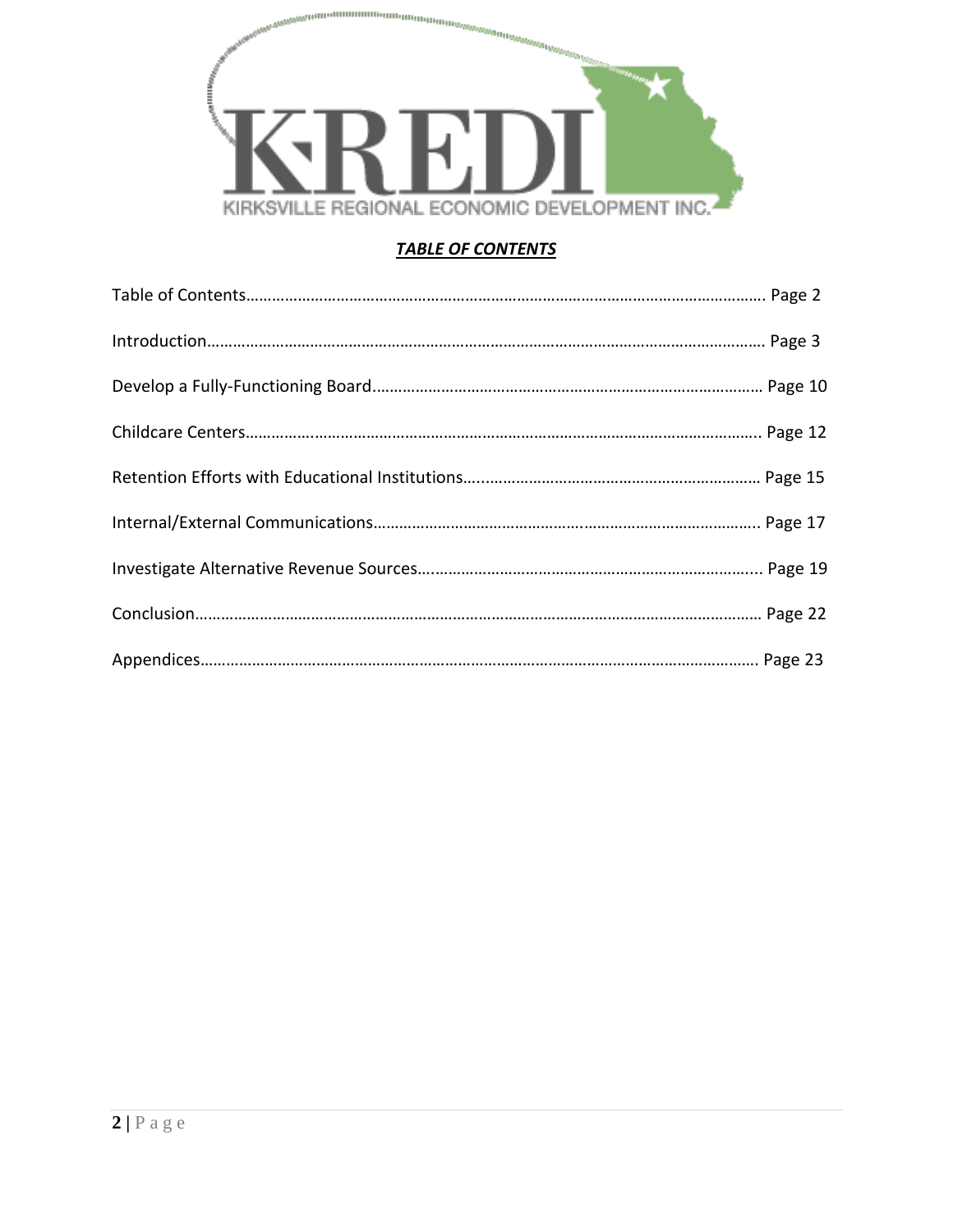KIRKSVILLE REGIONAL ECONOMIC DEVELOPMENT INC.

***TABLE OF CONTENTS***

Table of Contents……………………………………………………………………………………………………. Page 2

Introduction……………………………………………………………………………………………………………. Page 3

Develop a Fully-Functioning Board……………………………………………………………………………… Page 10

Childcare Centers………………………………………………………………………………………………….. Page 12

Retention Efforts with Educational Institutions…..………………………………………………………… Page 15

Internal/External Communications……………………………………….……………………………….. Page 17

Investigate Alternative Revenue Sources….…………………………………………………………….... Page 19

Conclusion……………………………………………………………………………………………………………… Page 22

Appendices……………………………………………………………………………………………………………. Page 23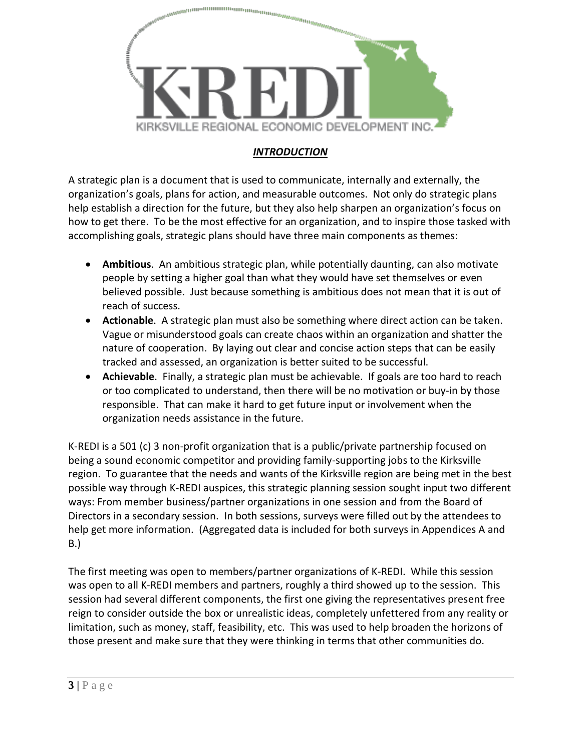## *INTRODUCTION*

A strategic plan is a document that is used to communicate, internally and externally, the organization's goals, plans for action, and measurable outcomes. Not only do strategic plans help establish a direction for the future, but they also help sharpen an organization's focus on how to get there. To be the most effective for an organization, and to inspire those tasked with accomplishing goals, strategic plans should have three main components as themes:

- **Ambitious**. An ambitious strategic plan, while potentially daunting, can also motivate people by setting a higher goal than what they would have set themselves or even believed possible. Just because something is ambitious does not mean that it is out of reach of success.
- **Actionable**. A strategic plan must also be something where direct action can be taken. Vague or misunderstood goals can create chaos within an organization and shatter the nature of cooperation. By laying out clear and concise action steps that can be easily tracked and assessed, an organization is better suited to be successful.
- **Achievable**. Finally, a strategic plan must be achievable. If goals are too hard to reach or too complicated to understand, then there will be no motivation or buy-in by those responsible. That can make it hard to get future input or involvement when the organization needs assistance in the future.

K-REDI is a 501 (c) 3 non-profit organization that is a public/private partnership focused on being a sound economic competitor and providing family-supporting jobs to the Kirksville region. To guarantee that the needs and wants of the Kirksville region are being met in the best possible way through K-REDI auspices, this strategic planning session sought input two different ways: From member business/partner organizations in one session and from the Board of Directors in a secondary session. In both sessions, surveys were filled out by the attendees to help get more information. (Aggregated data is included for both surveys in Appendices A and B.)

The first meeting was open to members/partner organizations of K-REDI. While this session was open to all K-REDI members and partners, roughly a third showed up to the session. This session had several different components, the first one giving the representatives present free reign to consider outside the box or unrealistic ideas, completely unfettered from any reality or limitation, such as money, staff, feasibility, etc. This was used to help broaden the horizons of those present and make sure that they were thinking in terms that other communities do.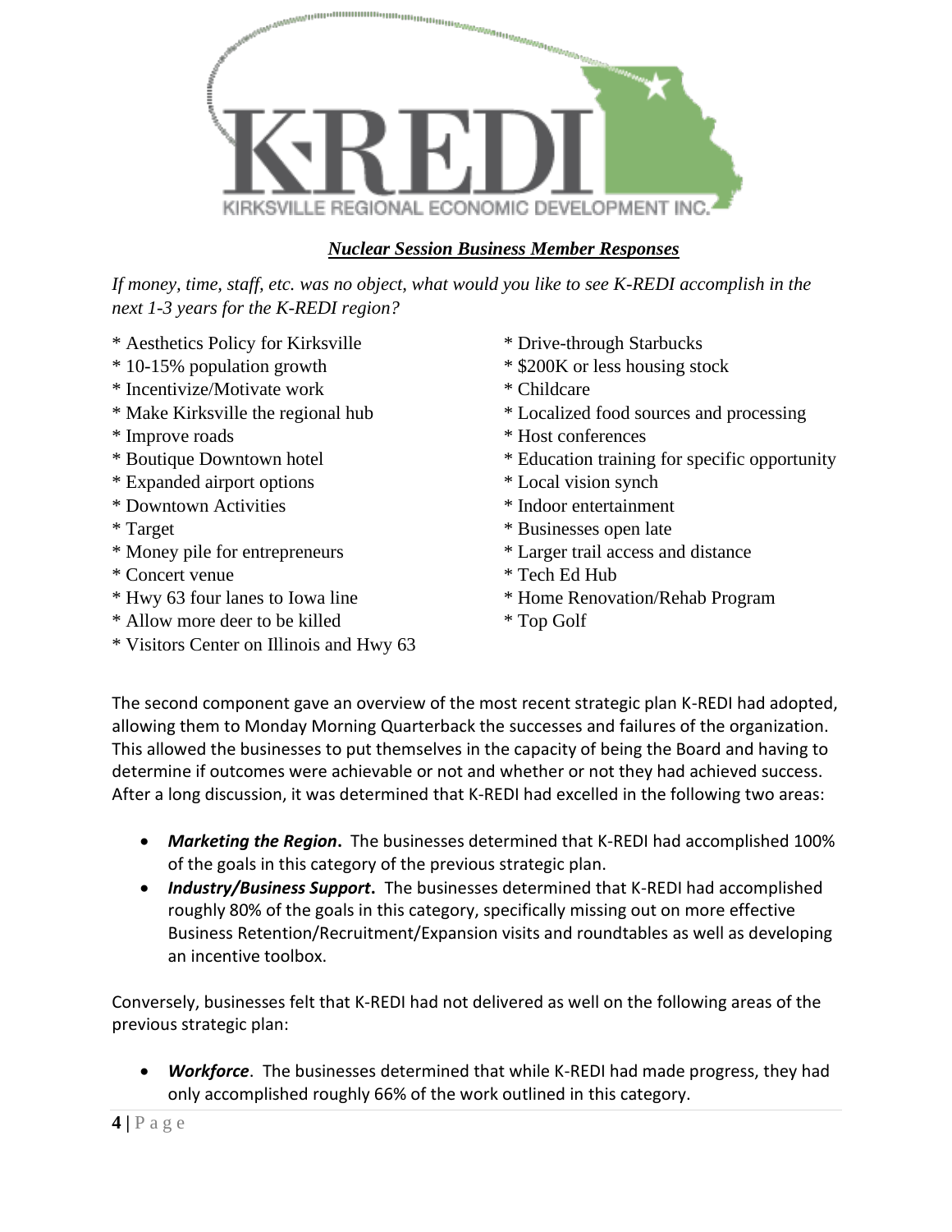KIRKSVILLE REGIONAL ECONOMIC DEVELOPMENT INC.

***Nuclear Session Business Member Responses***

*If money, time, staff, etc. was no object, what would you like to see K-REDI accomplish in the next 1-3 years for the K-REDI region?*

* Aesthetics Policy for Kirksville
* 10-15% population growth
* Incentivize/Motivate work
* Make Kirksville the regional hub
* Improve roads
* Boutique Downtown hotel
* Expanded airport options
* Downtown Activities
* Target
* Money pile for entrepreneurs
* Concert venue
* Hwy 63 four lanes to Iowa line
* Allow more deer to be killed
* Visitors Center on Illinois and Hwy 63
* Drive-through Starbucks
* $200K or less housing stock
* Childcare
* Localized food sources and processing
* Host conferences
* Education training for specific opportunity
* Local vision synch
* Indoor entertainment
* Businesses open late
* Larger trail access and distance
* Tech Ed Hub
* Home Renovation/Rehab Program
* Top Golf

The second component gave an overview of the most recent strategic plan K-REDI had adopted, allowing them to Monday Morning Quarterback the successes and failures of the organization. This allowed the businesses to put themselves in the capacity of being the Board and having to determine if outcomes were achievable or not and whether or not they had achieved success. After a long discussion, it was determined that K-REDI had excelled in the following two areas:

- ***Marketing the Region***. The businesses determined that K-REDI had accomplished 100% of the goals in this category of the previous strategic plan.
- ***Industry/Business Support***. The businesses determined that K-REDI had accomplished roughly 80% of the goals in this category, specifically missing out on more effective Business Retention/Recruitment/Expansion visits and roundtables as well as developing an incentive toolbox.

Conversely, businesses felt that K-REDI had not delivered as well on the following areas of the previous strategic plan:

- ***Workforce***. The businesses determined that while K-REDI had made progress, they had only accomplished roughly 66% of the work outlined in this category.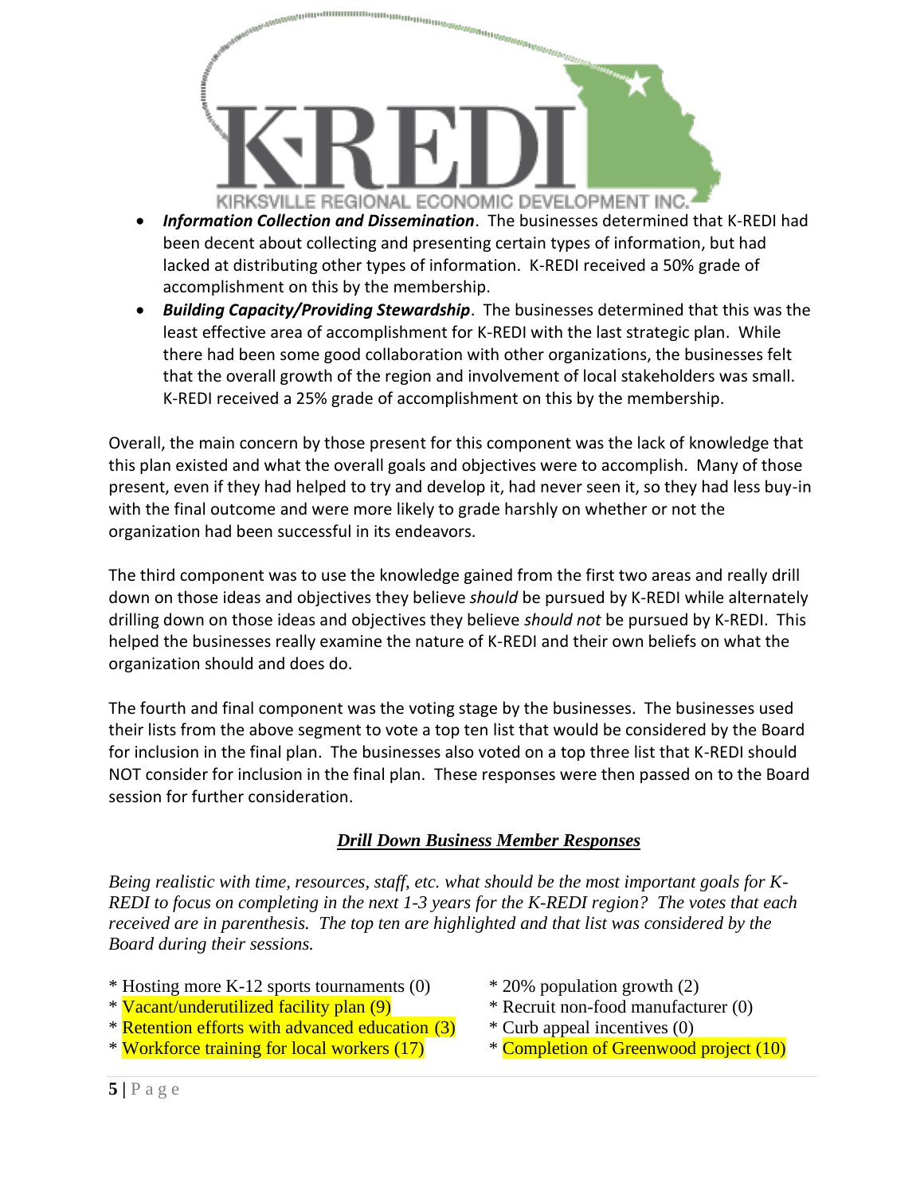- ***Information Collection and Dissemination***. The businesses determined that K-REDI had been decent about collecting and presenting certain types of information, but had lacked at distributing other types of information. K-REDI received a 50% grade of accomplishment on this by the membership.
- ***Building Capacity/Providing Stewardship***. The businesses determined that this was the least effective area of accomplishment for K-REDI with the last strategic plan. While there had been some good collaboration with other organizations, the businesses felt that the overall growth of the region and involvement of local stakeholders was small. K-REDI received a 25% grade of accomplishment on this by the membership.

Overall, the main concern by those present for this component was the lack of knowledge that this plan existed and what the overall goals and objectives were to accomplish. Many of those present, even if they had helped to try and develop it, had never seen it, so they had less buy-in with the final outcome and were more likely to grade harshly on whether or not the organization had been successful in its endeavors.

The third component was to use the knowledge gained from the first two areas and really drill down on those ideas and objectives they believe *should* be pursued by K-REDI while alternately drilling down on those ideas and objectives they believe *should not* be pursued by K-REDI. This helped the businesses really examine the nature of K-REDI and their own beliefs on what the organization should and does do.

The fourth and final component was the voting stage by the businesses. The businesses used their lists from the above segment to vote a top ten list that would be considered by the Board for inclusion in the final plan. The businesses also voted on a top three list that K-REDI should NOT consider for inclusion in the final plan. These responses were then passed on to the Board session for further consideration.

## ***Drill Down Business Member Responses***

*Being realistic with time, resources, staff, etc. what should be the most important goals for K-REDI to focus on completing in the next 1-3 years for the K-REDI region? The votes that each received are in parenthesis. The top ten are highlighted and that list was considered by the Board during their sessions.*

* Hosting more K-12 sports tournaments (0)
* Vacant/underutilized facility plan (9)
* Retention efforts with advanced education (3)
* Workforce training for local workers (17)
* 20% population growth (2)
* Recruit non-food manufacturer (0)
* Curb appeal incentives (0)
* Completion of Greenwood project (10)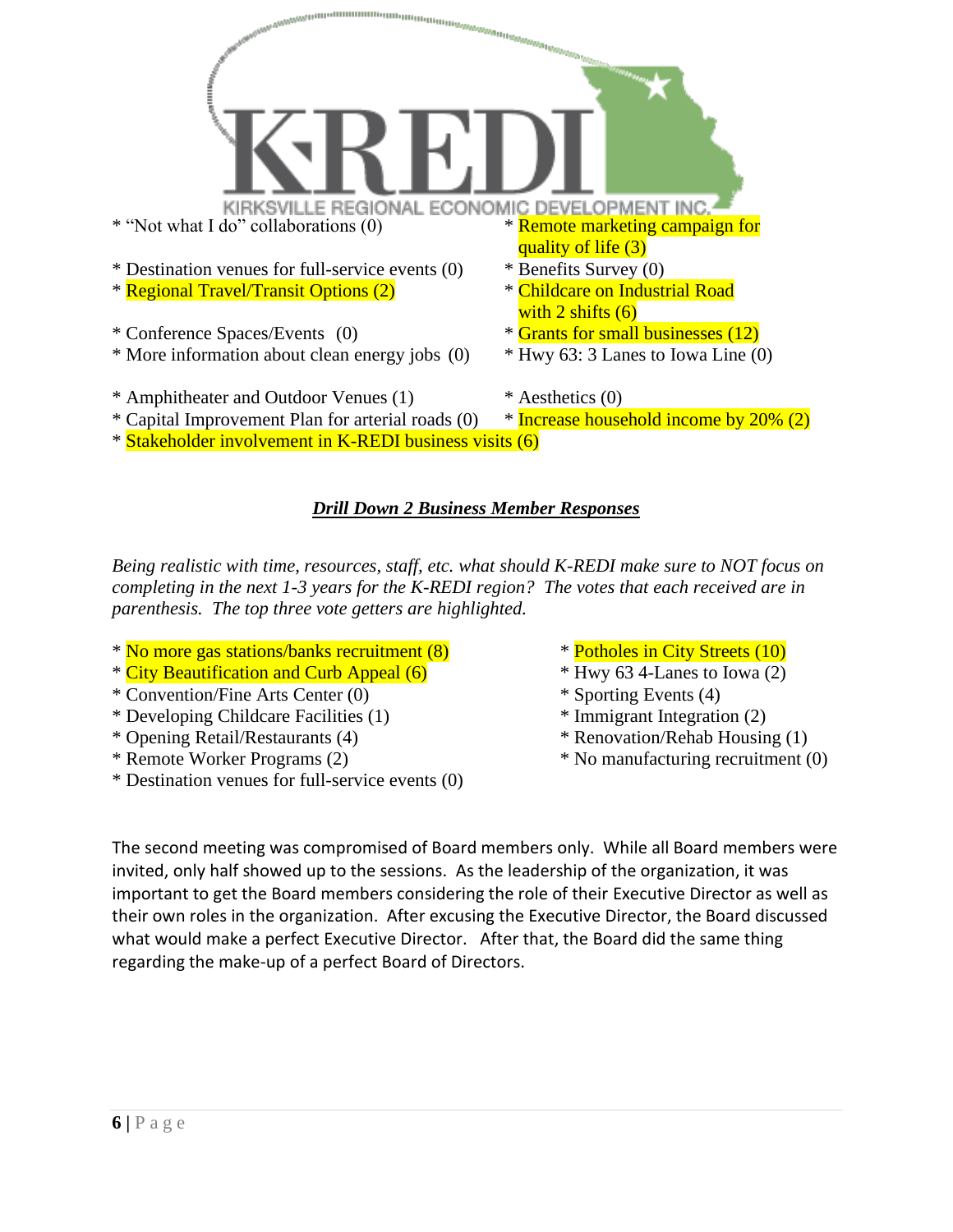* "Not what I do" collaborations (0)
* Destination venues for full-service events (0)
* Regional Travel/Transit Options (2)
* Conference Spaces/Events (0)
* More information about clean energy jobs (0)
* Amphitheater and Outdoor Venues (1)
* Capital Improvement Plan for arterial roads (0)
* Stakeholder involvement in K-REDI business visits (6)
* Remote marketing campaign for quality of life (3)
* Benefits Survey (0)
* Childcare on Industrial Road with 2 shifts (6)
* Grants for small businesses (12)
* Hwy 63: 3 Lanes to Iowa Line (0)
* Aesthetics (0)
* Increase household income by 20% (2)

### ***Drill Down 2 Business Member Responses***

*Being realistic with time, resources, staff, etc. what should K-REDI make sure to NOT focus on completing in the next 1-3 years for the K-REDI region? The votes that each received are in parenthesis. The top three vote getters are highlighted.*

* No more gas stations/banks recruitment (8)
* City Beautification and Curb Appeal (6)
* Convention/Fine Arts Center (0)
* Developing Childcare Facilities (1)
* Opening Retail/Restaurants (4)
* Remote Worker Programs (2)
* Destination venues for full-service events (0)
* Potholes in City Streets (10)
* Hwy 63 4-Lanes to Iowa (2)
* Sporting Events (4)
* Immigrant Integration (2)
* Renovation/Rehab Housing (1)
* No manufacturing recruitment (0)

The second meeting was compromised of Board members only. While all Board members were invited, only half showed up to the sessions. As the leadership of the organization, it was important to get the Board members considering the role of their Executive Director as well as their own roles in the organization. After excusing the Executive Director, the Board discussed what would make a perfect Executive Director. After that, the Board did the same thing regarding the make-up of a perfect Board of Directors.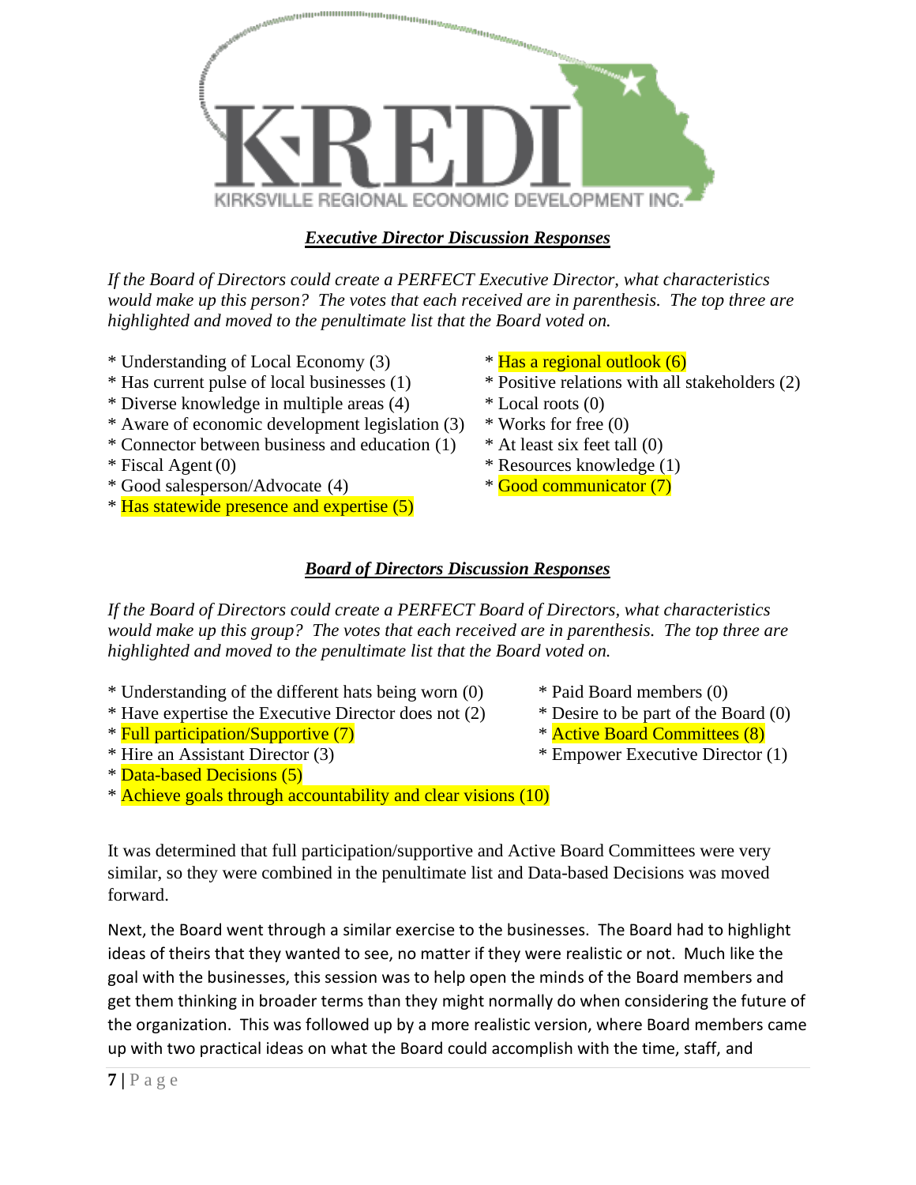## ***Executive Director Discussion Responses***

*If the Board of Directors could create a PERFECT Executive Director, what characteristics would make up this person? The votes that each received are in parenthesis. The top three are highlighted and moved to the penultimate list that the Board voted on.*

* Understanding of Local Economy (3)
* Has current pulse of local businesses (1)
* Diverse knowledge in multiple areas (4)
* Aware of economic development legislation (3)
* Connector between business and education (1)
* Fiscal Agent (0)
* Good salesperson/Advocate (4)
* Has statewide presence and expertise (5)
* Has a regional outlook (6)
* Positive relations with all stakeholders (2)
* Local roots (0)
* Works for free (0)
* At least six feet tall (0)
* Resources knowledge (1)
* Good communicator (7)

## ***Board of Directors Discussion Responses***

*If the Board of Directors could create a PERFECT Board of Directors, what characteristics would make up this group? The votes that each received are in parenthesis. The top three are highlighted and moved to the penultimate list that the Board voted on.*

* Understanding of the different hats being worn (0)
* Have expertise the Executive Director does not (2)
* Full participation/Supportive (7)
* Hire an Assistant Director (3)
* Data-based Decisions (5)
* Achieve goals through accountability and clear visions (10)
* Paid Board members (0)
* Desire to be part of the Board (0)
* Active Board Committees (8)
* Empower Executive Director (1)

It was determined that full participation/supportive and Active Board Committees were very similar, so they were combined in the penultimate list and Data-based Decisions was moved forward.

Next, the Board went through a similar exercise to the businesses. The Board had to highlight ideas of theirs that they wanted to see, no matter if they were realistic or not. Much like the goal with the businesses, this session was to help open the minds of the Board members and get them thinking in broader terms than they might normally do when considering the future of the organization. This was followed up by a more realistic version, where Board members came up with two practical ideas on what the Board could accomplish with the time, staff, and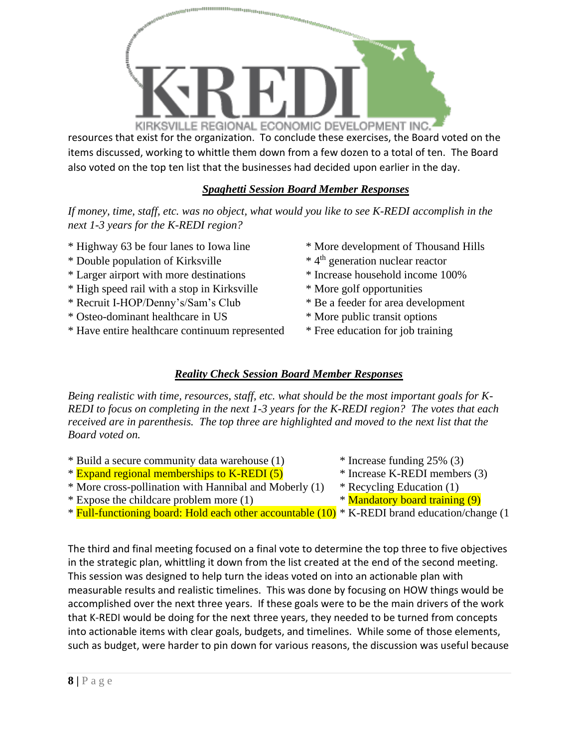resources that exist for the organization. To conclude these exercises, the Board voted on the items discussed, working to whittle them down from a few dozen to a total of ten. The Board also voted on the top ten list that the businesses had decided upon earlier in the day.

### ***Spaghetti Session Board Member Responses***

*If money, time, staff, etc. was no object, what would you like to see K-REDI accomplish in the next 1-3 years for the K-REDI region?*

* Highway 63 be four lanes to Iowa line
* Double population of Kirksville
* Larger airport with more destinations
* High speed rail with a stop in Kirksville
* Recruit I-HOP/Denny's/Sam's Club
* Osteo-dominant healthcare in US
* Have entire healthcare continuum represented
* More development of Thousand Hills
* 4th generation nuclear reactor
* Increase household income 100%
* More golf opportunities
* Be a feeder for area development
* More public transit options
* Free education for job training

### ***Reality Check Session Board Member Responses***

*Being realistic with time, resources, staff, etc. what should be the most important goals for K-REDI to focus on completing in the next 1-3 years for the K-REDI region? The votes that each received are in parenthesis. The top three are highlighted and moved to the next list that the Board voted on.*

* Build a secure community data warehouse (1)
* Expand regional memberships to K-REDI (5)
* More cross-pollination with Hannibal and Moberly (1)
* Expose the childcare problem more (1)
* Full-functioning board: Hold each other accountable (10)
* Increase funding 25% (3)
* Increase K-REDI members (3)
* Recycling Education (1)
* Mandatory board training (9)
* K-REDI brand education/change (1

The third and final meeting focused on a final vote to determine the top three to five objectives in the strategic plan, whittling it down from the list created at the end of the second meeting. This session was designed to help turn the ideas voted on into an actionable plan with measurable results and realistic timelines. This was done by focusing on HOW things would be accomplished over the next three years. If these goals were to be the main drivers of the work that K-REDI would be doing for the next three years, they needed to be turned from concepts into actionable items with clear goals, budgets, and timelines. While some of those elements, such as budget, were harder to pin down for various reasons, the discussion was useful because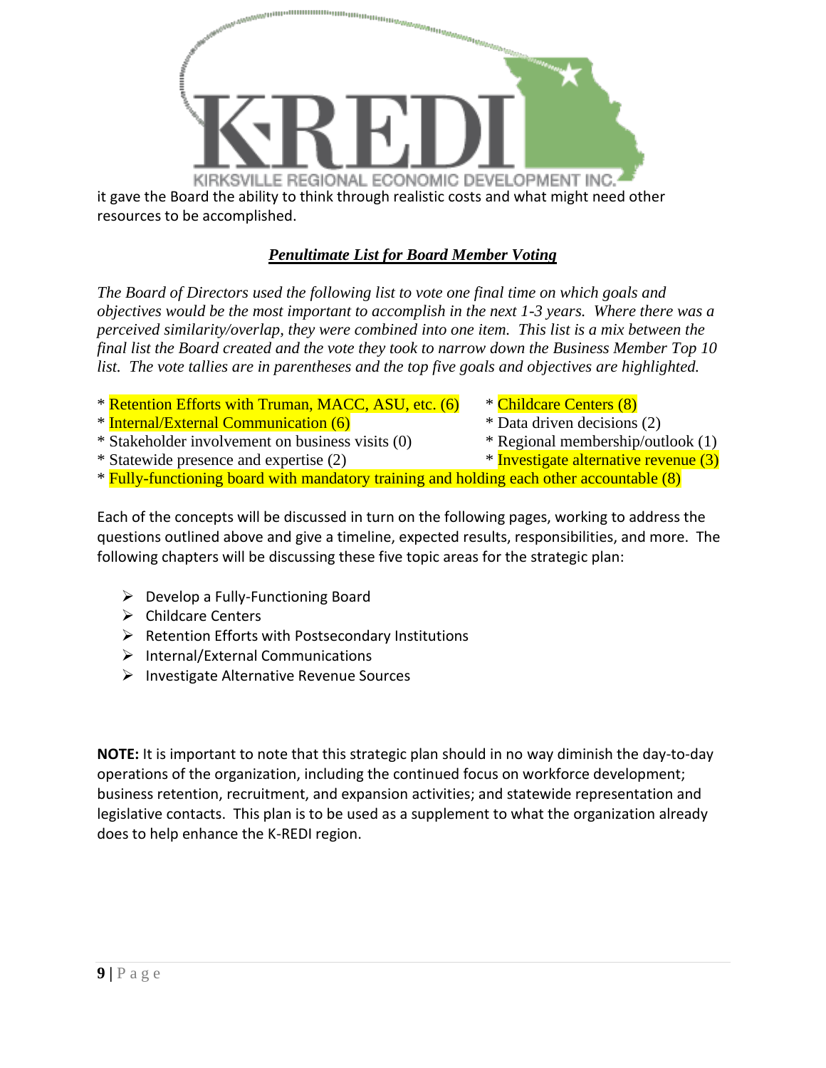it gave the Board the ability to think through realistic costs and what might need other resources to be accomplished.

## ***Penultimate List for Board Member Voting***

*The Board of Directors used the following list to vote one final time on which goals and objectives would be the most important to accomplish in the next 1-3 years. Where there was a perceived similarity/overlap, they were combined into one item. This list is a mix between the final list the Board created and the vote they took to narrow down the Business Member Top 10 list. The vote tallies are in parentheses and the top five goals and objectives are highlighted.*

* Retention Efforts with Truman, MACC, ASU, etc. (6)
* Internal/External Communication (6)
* Stakeholder involvement on business visits (0)
* Statewide presence and expertise (2)
* Childcare Centers (8)
* Data driven decisions (2)
* Regional membership/outlook (1)
* Investigate alternative revenue (3)
* Fully-functioning board with mandatory training and holding each other accountable (8)

Each of the concepts will be discussed in turn on the following pages, working to address the questions outlined above and give a timeline, expected results, responsibilities, and more. The following chapters will be discussing these five topic areas for the strategic plan:

- Develop a Fully-Functioning Board
- Childcare Centers
- Retention Efforts with Postsecondary Institutions
- Internal/External Communications
- Investigate Alternative Revenue Sources

**NOTE:** It is important to note that this strategic plan should in no way diminish the day-to-day operations of the organization, including the continued focus on workforce development; business retention, recruitment, and expansion activities; and statewide representation and legislative contacts. This plan is to be used as a supplement to what the organization already does to help enhance the K-REDI region.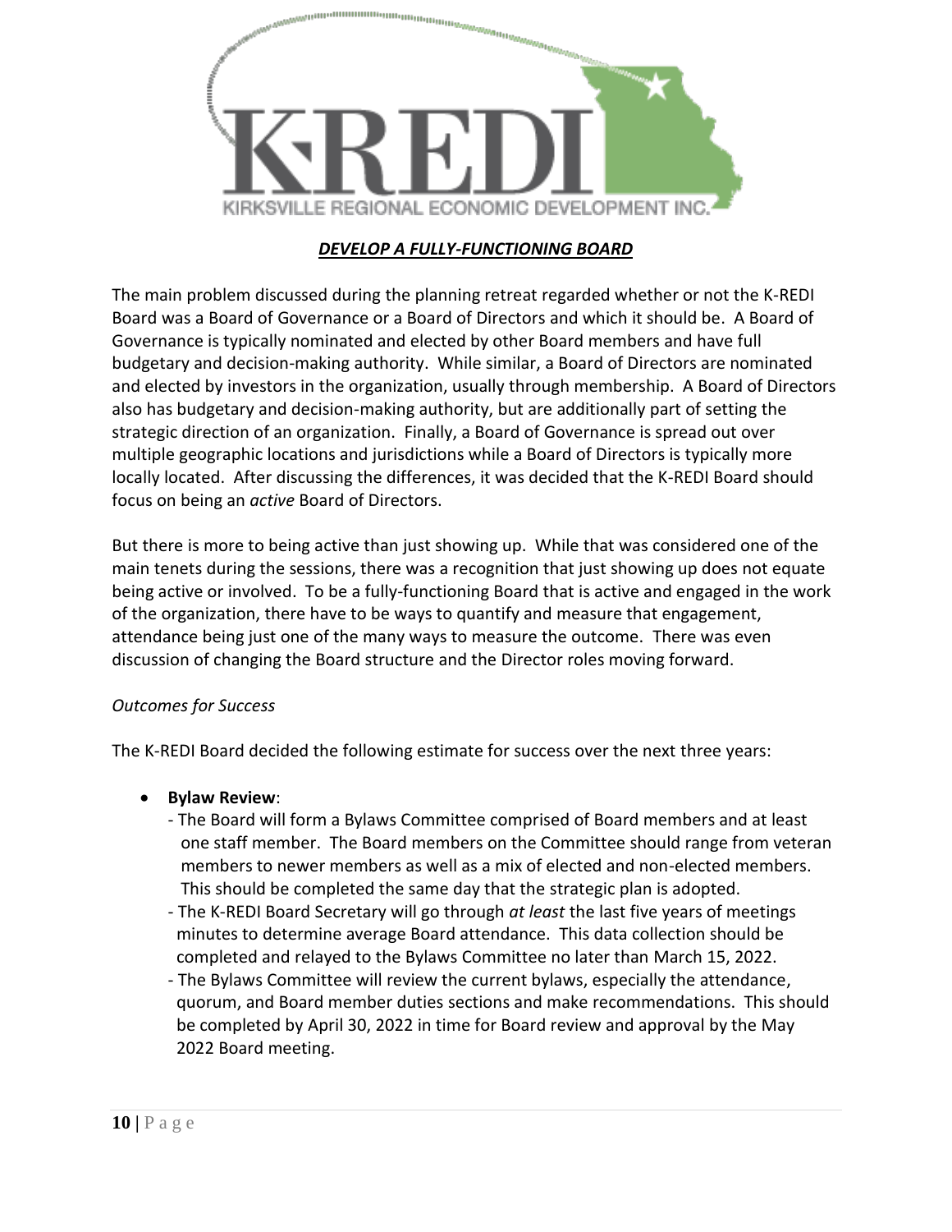## *DEVELOP A FULLY-FUNCTIONING BOARD*

The main problem discussed during the planning retreat regarded whether or not the K-REDI Board was a Board of Governance or a Board of Directors and which it should be. A Board of Governance is typically nominated and elected by other Board members and have full budgetary and decision-making authority. While similar, a Board of Directors are nominated and elected by investors in the organization, usually through membership. A Board of Directors also has budgetary and decision-making authority, but are additionally part of setting the strategic direction of an organization. Finally, a Board of Governance is spread out over multiple geographic locations and jurisdictions while a Board of Directors is typically more locally located. After discussing the differences, it was decided that the K-REDI Board should focus on being an *active* Board of Directors.

But there is more to being active than just showing up. While that was considered one of the main tenets during the sessions, there was a recognition that just showing up does not equate being active or involved. To be a fully-functioning Board that is active and engaged in the work of the organization, there have to be ways to quantify and measure that engagement, attendance being just one of the many ways to measure the outcome. There was even discussion of changing the Board structure and the Director roles moving forward.

*Outcomes for Success*

The K-REDI Board decided the following estimate for success over the next three years:

- **Bylaw Review**:
  - The Board will form a Bylaws Committee comprised of Board members and at least one staff member. The Board members on the Committee should range from veteran members to newer members as well as a mix of elected and non-elected members. This should be completed the same day that the strategic plan is adopted.
  - The K-REDI Board Secretary will go through *at least* the last five years of meetings minutes to determine average Board attendance. This data collection should be completed and relayed to the Bylaws Committee no later than March 15, 2022.
  - The Bylaws Committee will review the current bylaws, especially the attendance, quorum, and Board member duties sections and make recommendations. This should be completed by April 30, 2022 in time for Board review and approval by the May 2022 Board meeting.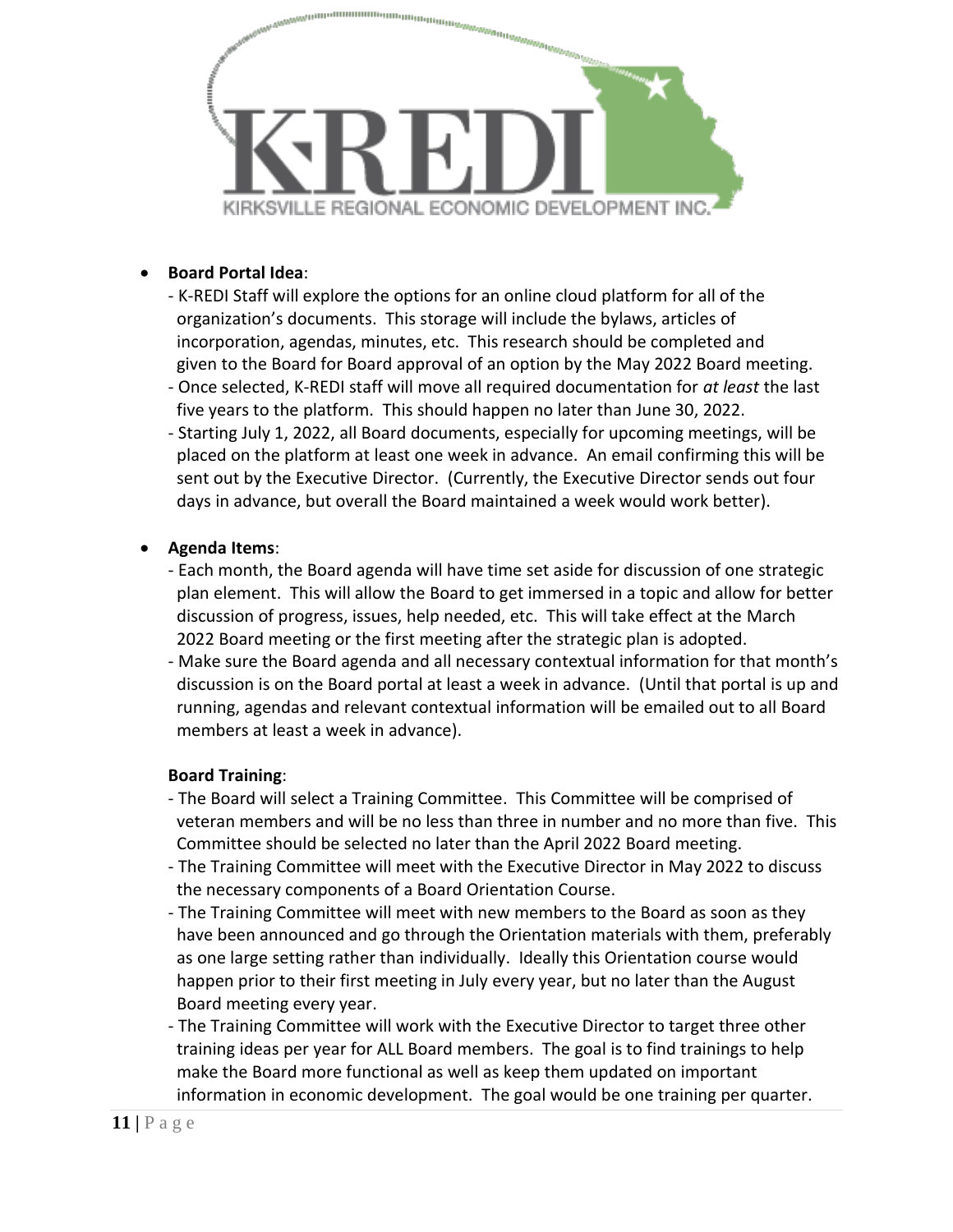- **Board Portal Idea**:
  - K-REDI Staff will explore the options for an online cloud platform for all of the organization's documents. This storage will include the bylaws, articles of incorporation, agendas, minutes, etc. This research should be completed and given to the Board for Board approval of an option by the May 2022 Board meeting.
  - Once selected, K-REDI staff will move all required documentation for *at least* the last five years to the platform. This should happen no later than June 30, 2022.
  - Starting July 1, 2022, all Board documents, especially for upcoming meetings, will be placed on the platform at least one week in advance. An email confirming this will be sent out by the Executive Director. (Currently, the Executive Director sends out four days in advance, but overall the Board maintained a week would work better).

- **Agenda Items**:
  - Each month, the Board agenda will have time set aside for discussion of one strategic plan element. This will allow the Board to get immersed in a topic and allow for better discussion of progress, issues, help needed, etc. This will take effect at the March 2022 Board meeting or the first meeting after the strategic plan is adopted.
  - Make sure the Board agenda and all necessary contextual information for that month's discussion is on the Board portal at least a week in advance. (Until that portal is up and running, agendas and relevant contextual information will be emailed out to all Board members at least a week in advance).

**Board Training**:

- The Board will select a Training Committee. This Committee will be comprised of veteran members and will be no less than three in number and no more than five. This Committee should be selected no later than the April 2022 Board meeting.
- The Training Committee will meet with the Executive Director in May 2022 to discuss the necessary components of a Board Orientation Course.
- The Training Committee will meet with new members to the Board as soon as they have been announced and go through the Orientation materials with them, preferably as one large setting rather than individually. Ideally this Orientation course would happen prior to their first meeting in July every year, but no later than the August Board meeting every year.
- The Training Committee will work with the Executive Director to target three other training ideas per year for ALL Board members. The goal is to find trainings to help make the Board more functional as well as keep them updated on important information in economic development. The goal would be one training per quarter.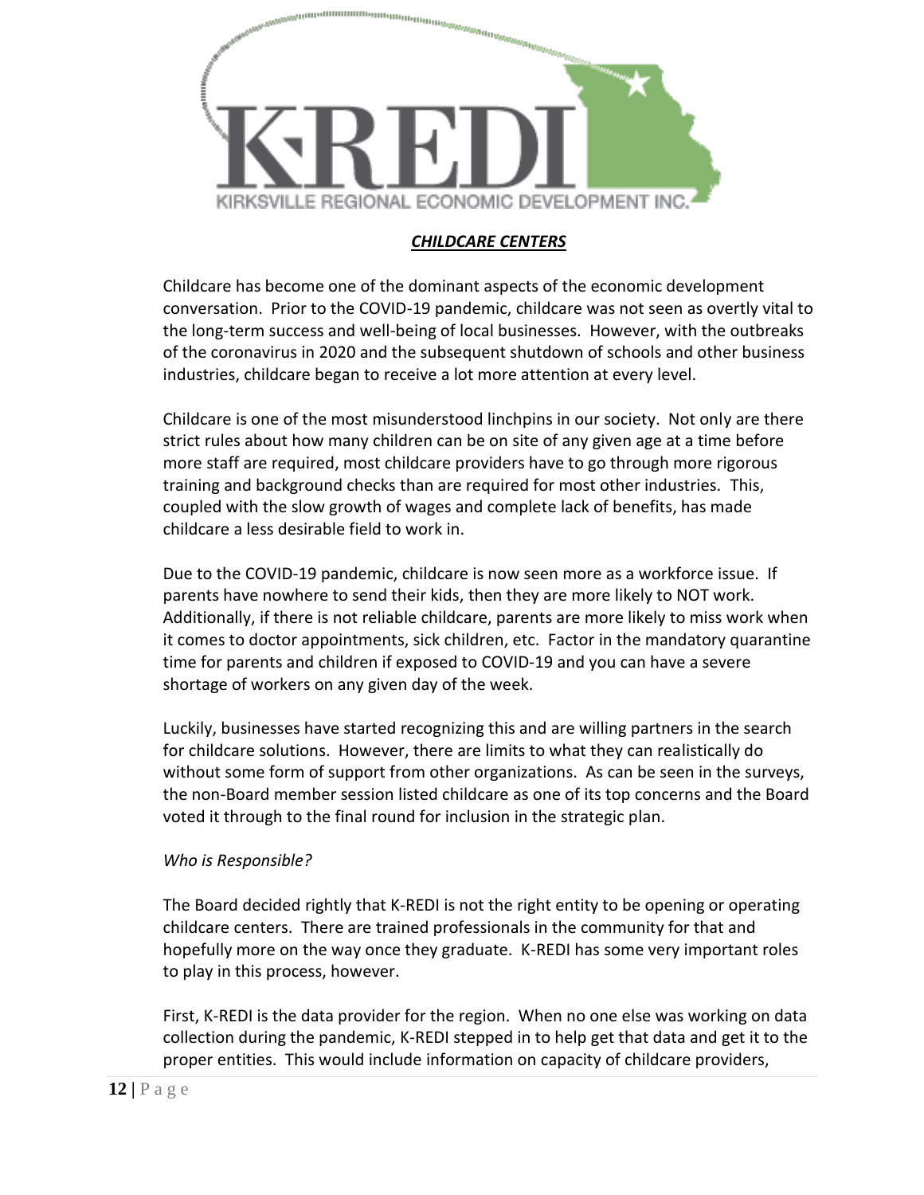## ***CHILDCARE CENTERS***

Childcare has become one of the dominant aspects of the economic development conversation. Prior to the COVID-19 pandemic, childcare was not seen as overtly vital to the long-term success and well-being of local businesses. However, with the outbreaks of the coronavirus in 2020 and the subsequent shutdown of schools and other business industries, childcare began to receive a lot more attention at every level.

Childcare is one of the most misunderstood linchpins in our society. Not only are there strict rules about how many children can be on site of any given age at a time before more staff are required, most childcare providers have to go through more rigorous training and background checks than are required for most other industries. This, coupled with the slow growth of wages and complete lack of benefits, has made childcare a less desirable field to work in.

Due to the COVID-19 pandemic, childcare is now seen more as a workforce issue. If parents have nowhere to send their kids, then they are more likely to NOT work. Additionally, if there is not reliable childcare, parents are more likely to miss work when it comes to doctor appointments, sick children, etc. Factor in the mandatory quarantine time for parents and children if exposed to COVID-19 and you can have a severe shortage of workers on any given day of the week.

Luckily, businesses have started recognizing this and are willing partners in the search for childcare solutions. However, there are limits to what they can realistically do without some form of support from other organizations. As can be seen in the surveys, the non-Board member session listed childcare as one of its top concerns and the Board voted it through to the final round for inclusion in the strategic plan.

*Who is Responsible?*

The Board decided rightly that K-REDI is not the right entity to be opening or operating childcare centers. There are trained professionals in the community for that and hopefully more on the way once they graduate. K-REDI has some very important roles to play in this process, however.

First, K-REDI is the data provider for the region. When no one else was working on data collection during the pandemic, K-REDI stepped in to help get that data and get it to the proper entities. This would include information on capacity of childcare providers,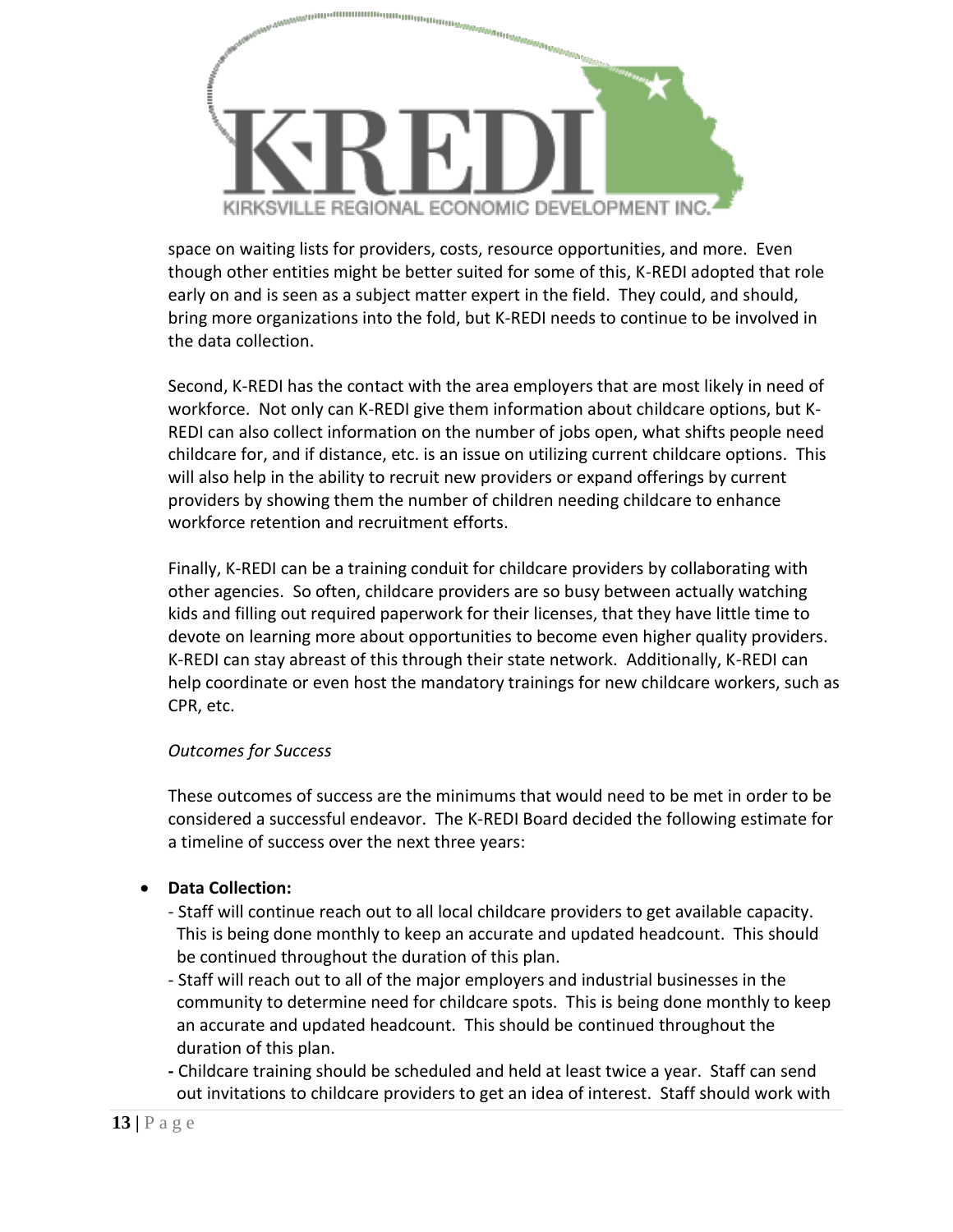space on waiting lists for providers, costs, resource opportunities, and more. Even though other entities might be better suited for some of this, K-REDI adopted that role early on and is seen as a subject matter expert in the field. They could, and should, bring more organizations into the fold, but K-REDI needs to continue to be involved in the data collection.

Second, K-REDI has the contact with the area employers that are most likely in need of workforce. Not only can K-REDI give them information about childcare options, but K-REDI can also collect information on the number of jobs open, what shifts people need childcare for, and if distance, etc. is an issue on utilizing current childcare options. This will also help in the ability to recruit new providers or expand offerings by current providers by showing them the number of children needing childcare to enhance workforce retention and recruitment efforts.

Finally, K-REDI can be a training conduit for childcare providers by collaborating with other agencies. So often, childcare providers are so busy between actually watching kids and filling out required paperwork for their licenses, that they have little time to devote on learning more about opportunities to become even higher quality providers. K-REDI can stay abreast of this through their state network. Additionally, K-REDI can help coordinate or even host the mandatory trainings for new childcare workers, such as CPR, etc.

*Outcomes for Success*

These outcomes of success are the minimums that would need to be met in order to be considered a successful endeavor. The K-REDI Board decided the following estimate for a timeline of success over the next three years:

- **Data Collection:**
  - Staff will continue reach out to all local childcare providers to get available capacity. This is being done monthly to keep an accurate and updated headcount. This should be continued throughout the duration of this plan.
  - Staff will reach out to all of the major employers and industrial businesses in the community to determine need for childcare spots. This is being done monthly to keep an accurate and updated headcount. This should be continued throughout the duration of this plan.
  - Childcare training should be scheduled and held at least twice a year. Staff can send out invitations to childcare providers to get an idea of interest. Staff should work with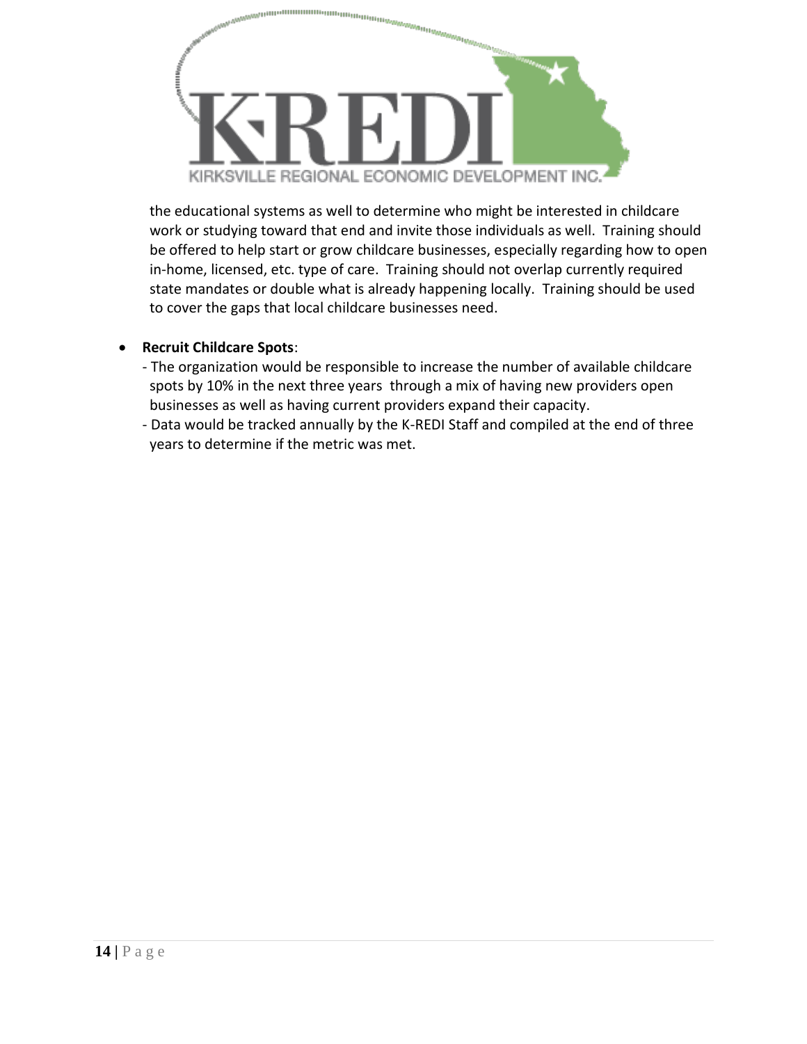the educational systems as well to determine who might be interested in childcare work or studying toward that end and invite those individuals as well. Training should be offered to help start or grow childcare businesses, especially regarding how to open in-home, licensed, etc. type of care. Training should not overlap currently required state mandates or double what is already happening locally. Training should be used to cover the gaps that local childcare businesses need.

- **Recruit Childcare Spots**:
  - The organization would be responsible to increase the number of available childcare spots by 10% in the next three years through a mix of having new providers open businesses as well as having current providers expand their capacity.
  - Data would be tracked annually by the K-REDI Staff and compiled at the end of three years to determine if the metric was met.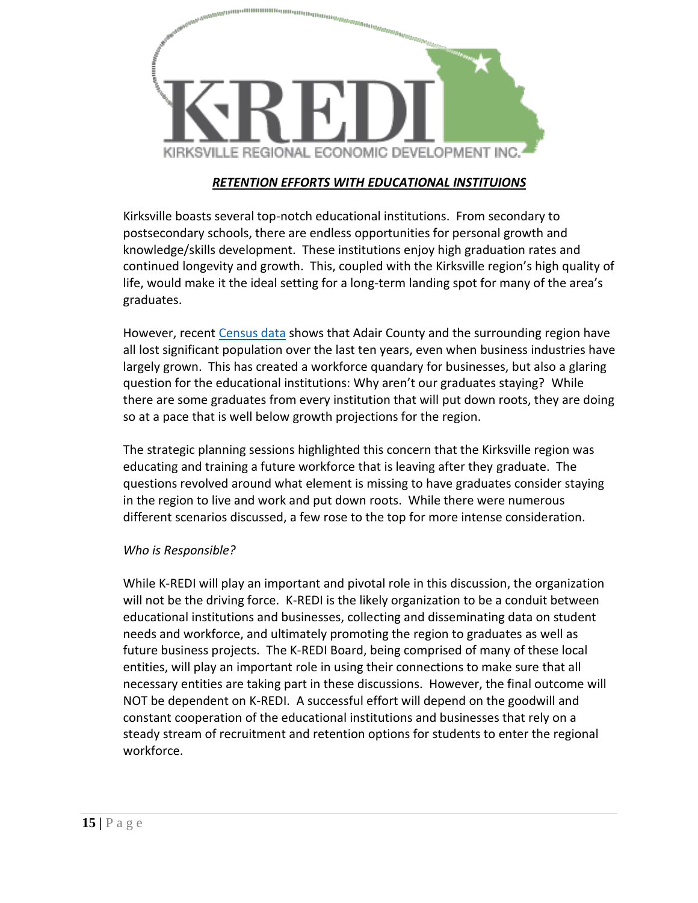KIRKSVILLE REGIONAL ECONOMIC DEVELOPMENT INC.

## ***RETENTION EFFORTS WITH EDUCATIONAL INSTITUIONS***

Kirksville boasts several top-notch educational institutions. From secondary to postsecondary schools, there are endless opportunities for personal growth and knowledge/skills development. These institutions enjoy high graduation rates and continued longevity and growth. This, coupled with the Kirksville region's high quality of life, would make it the ideal setting for a long-term landing spot for many of the area's graduates.

However, recent Census data shows that Adair County and the surrounding region have all lost significant population over the last ten years, even when business industries have largely grown. This has created a workforce quandary for businesses, but also a glaring question for the educational institutions: Why aren't our graduates staying? While there are some graduates from every institution that will put down roots, they are doing so at a pace that is well below growth projections for the region.

The strategic planning sessions highlighted this concern that the Kirksville region was educating and training a future workforce that is leaving after they graduate. The questions revolved around what element is missing to have graduates consider staying in the region to live and work and put down roots. While there were numerous different scenarios discussed, a few rose to the top for more intense consideration.

*Who is Responsible?*

While K-REDI will play an important and pivotal role in this discussion, the organization will not be the driving force. K-REDI is the likely organization to be a conduit between educational institutions and businesses, collecting and disseminating data on student needs and workforce, and ultimately promoting the region to graduates as well as future business projects. The K-REDI Board, being comprised of many of these local entities, will play an important role in using their connections to make sure that all necessary entities are taking part in these discussions. However, the final outcome will NOT be dependent on K-REDI. A successful effort will depend on the goodwill and constant cooperation of the educational institutions and businesses that rely on a steady stream of recruitment and retention options for students to enter the regional workforce.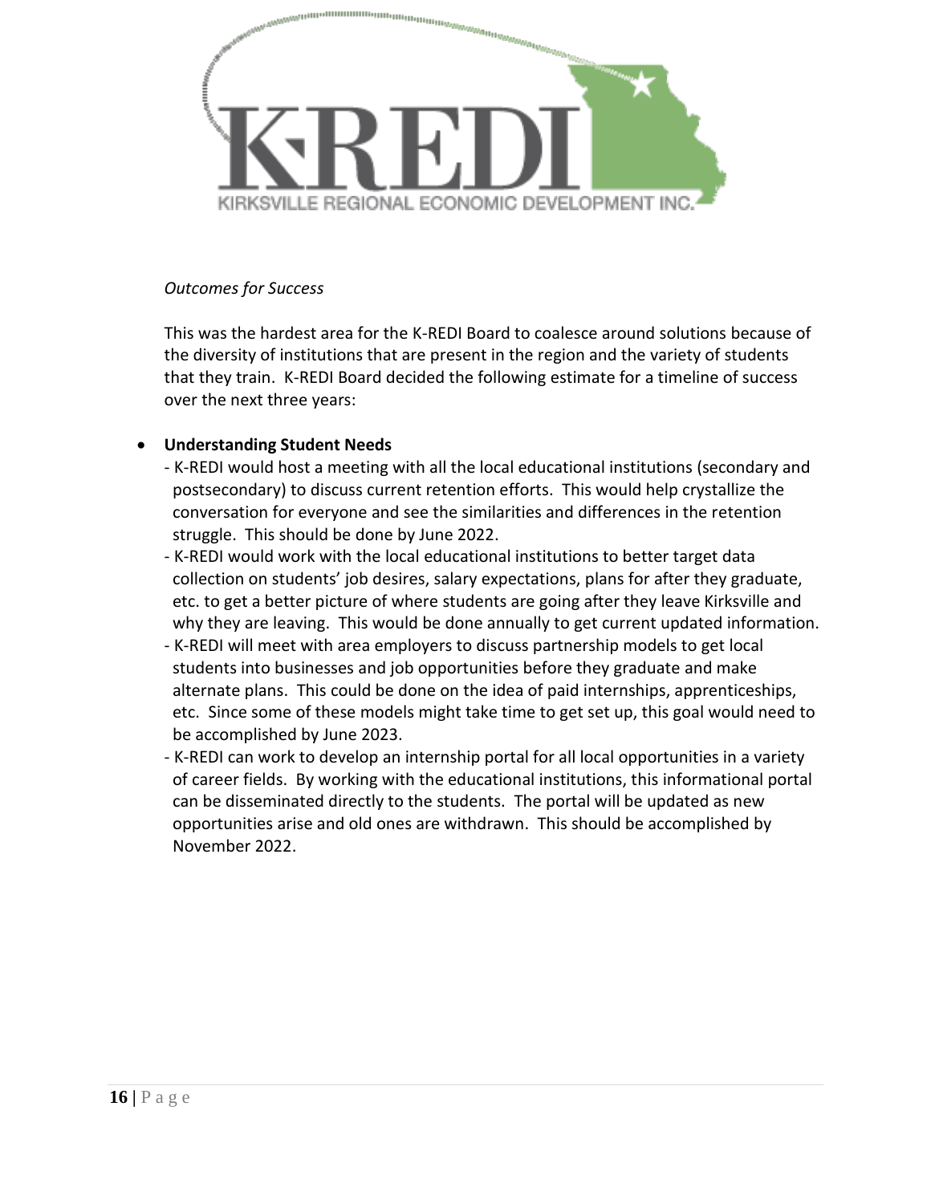*Outcomes for Success*

This was the hardest area for the K-REDI Board to coalesce around solutions because of the diversity of institutions that are present in the region and the variety of students that they train. K-REDI Board decided the following estimate for a timeline of success over the next three years:

- **Understanding Student Needs**
  - K-REDI would host a meeting with all the local educational institutions (secondary and postsecondary) to discuss current retention efforts. This would help crystallize the conversation for everyone and see the similarities and differences in the retention struggle. This should be done by June 2022.
  - K-REDI would work with the local educational institutions to better target data collection on students' job desires, salary expectations, plans for after they graduate, etc. to get a better picture of where students are going after they leave Kirksville and why they are leaving. This would be done annually to get current updated information.
  - K-REDI will meet with area employers to discuss partnership models to get local students into businesses and job opportunities before they graduate and make alternate plans. This could be done on the idea of paid internships, apprenticeships, etc. Since some of these models might take time to get set up, this goal would need to be accomplished by June 2023.
  - K-REDI can work to develop an internship portal for all local opportunities in a variety of career fields. By working with the educational institutions, this informational portal can be disseminated directly to the students. The portal will be updated as new opportunities arise and old ones are withdrawn. This should be accomplished by November 2022.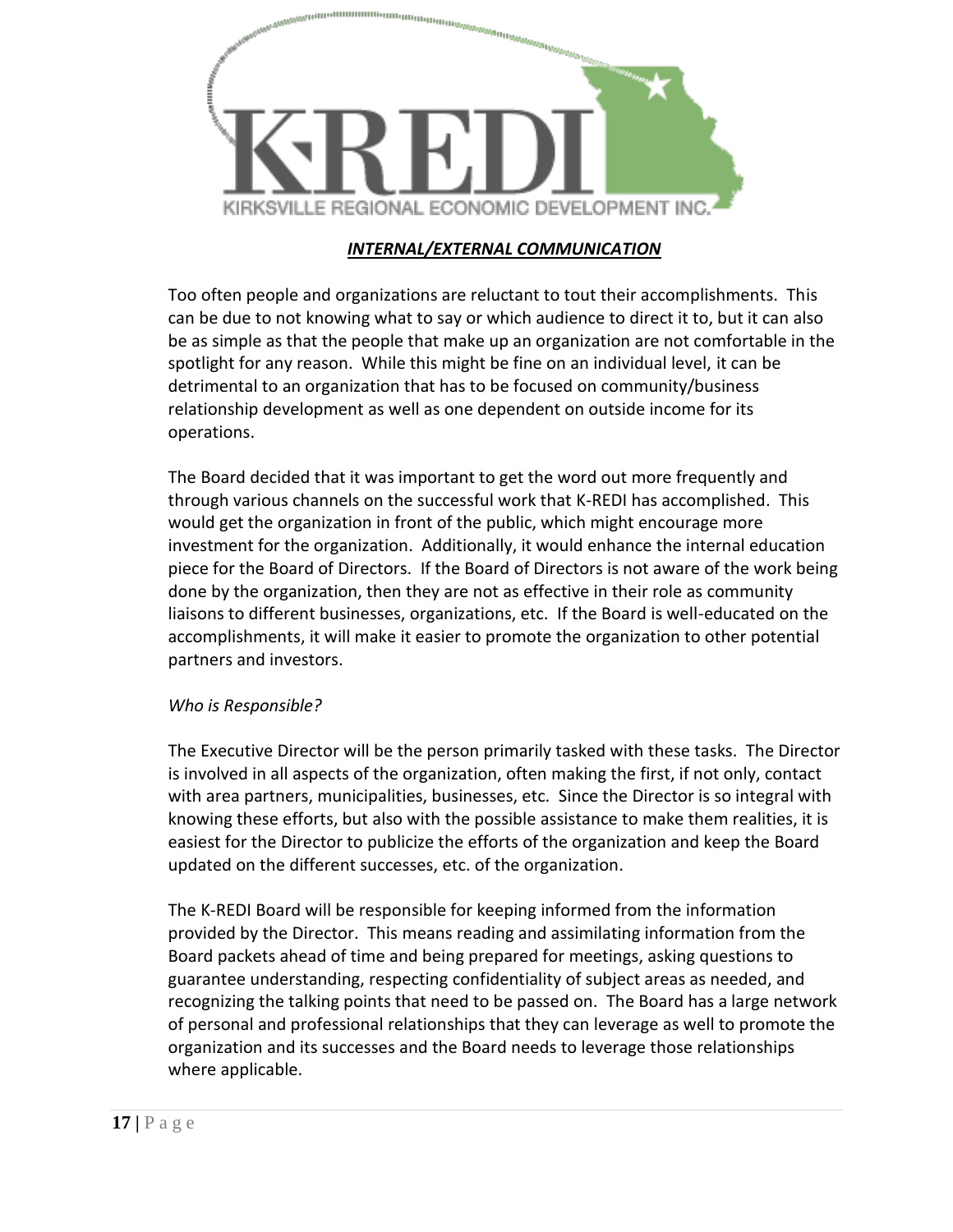## *INTERNAL/EXTERNAL COMMUNICATION*

Too often people and organizations are reluctant to tout their accomplishments. This can be due to not knowing what to say or which audience to direct it to, but it can also be as simple as that the people that make up an organization are not comfortable in the spotlight for any reason. While this might be fine on an individual level, it can be detrimental to an organization that has to be focused on community/business relationship development as well as one dependent on outside income for its operations.

The Board decided that it was important to get the word out more frequently and through various channels on the successful work that K-REDI has accomplished. This would get the organization in front of the public, which might encourage more investment for the organization. Additionally, it would enhance the internal education piece for the Board of Directors. If the Board of Directors is not aware of the work being done by the organization, then they are not as effective in their role as community liaisons to different businesses, organizations, etc. If the Board is well-educated on the accomplishments, it will make it easier to promote the organization to other potential partners and investors.

*Who is Responsible?*

The Executive Director will be the person primarily tasked with these tasks. The Director is involved in all aspects of the organization, often making the first, if not only, contact with area partners, municipalities, businesses, etc. Since the Director is so integral with knowing these efforts, but also with the possible assistance to make them realities, it is easiest for the Director to publicize the efforts of the organization and keep the Board updated on the different successes, etc. of the organization.

The K-REDI Board will be responsible for keeping informed from the information provided by the Director. This means reading and assimilating information from the Board packets ahead of time and being prepared for meetings, asking questions to guarantee understanding, respecting confidentiality of subject areas as needed, and recognizing the talking points that need to be passed on. The Board has a large network of personal and professional relationships that they can leverage as well to promote the organization and its successes and the Board needs to leverage those relationships where applicable.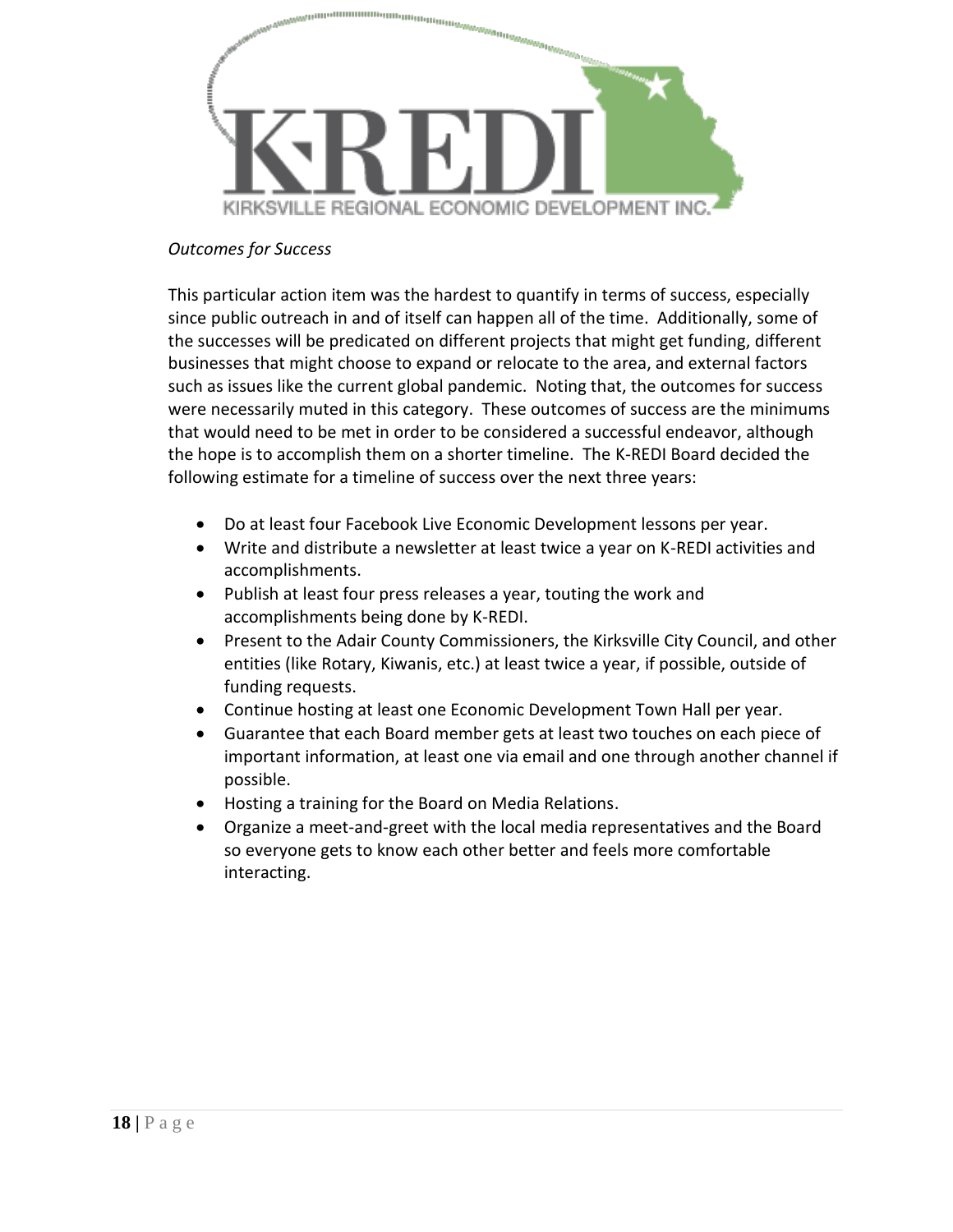*Outcomes for Success*

This particular action item was the hardest to quantify in terms of success, especially since public outreach in and of itself can happen all of the time. Additionally, some of the successes will be predicated on different projects that might get funding, different businesses that might choose to expand or relocate to the area, and external factors such as issues like the current global pandemic. Noting that, the outcomes for success were necessarily muted in this category. These outcomes of success are the minimums that would need to be met in order to be considered a successful endeavor, although the hope is to accomplish them on a shorter timeline. The K-REDI Board decided the following estimate for a timeline of success over the next three years:

- Do at least four Facebook Live Economic Development lessons per year.
- Write and distribute a newsletter at least twice a year on K-REDI activities and accomplishments.
- Publish at least four press releases a year, touting the work and accomplishments being done by K-REDI.
- Present to the Adair County Commissioners, the Kirksville City Council, and other entities (like Rotary, Kiwanis, etc.) at least twice a year, if possible, outside of funding requests.
- Continue hosting at least one Economic Development Town Hall per year.
- Guarantee that each Board member gets at least two touches on each piece of important information, at least one via email and one through another channel if possible.
- Hosting a training for the Board on Media Relations.
- Organize a meet-and-greet with the local media representatives and the Board so everyone gets to know each other better and feels more comfortable interacting.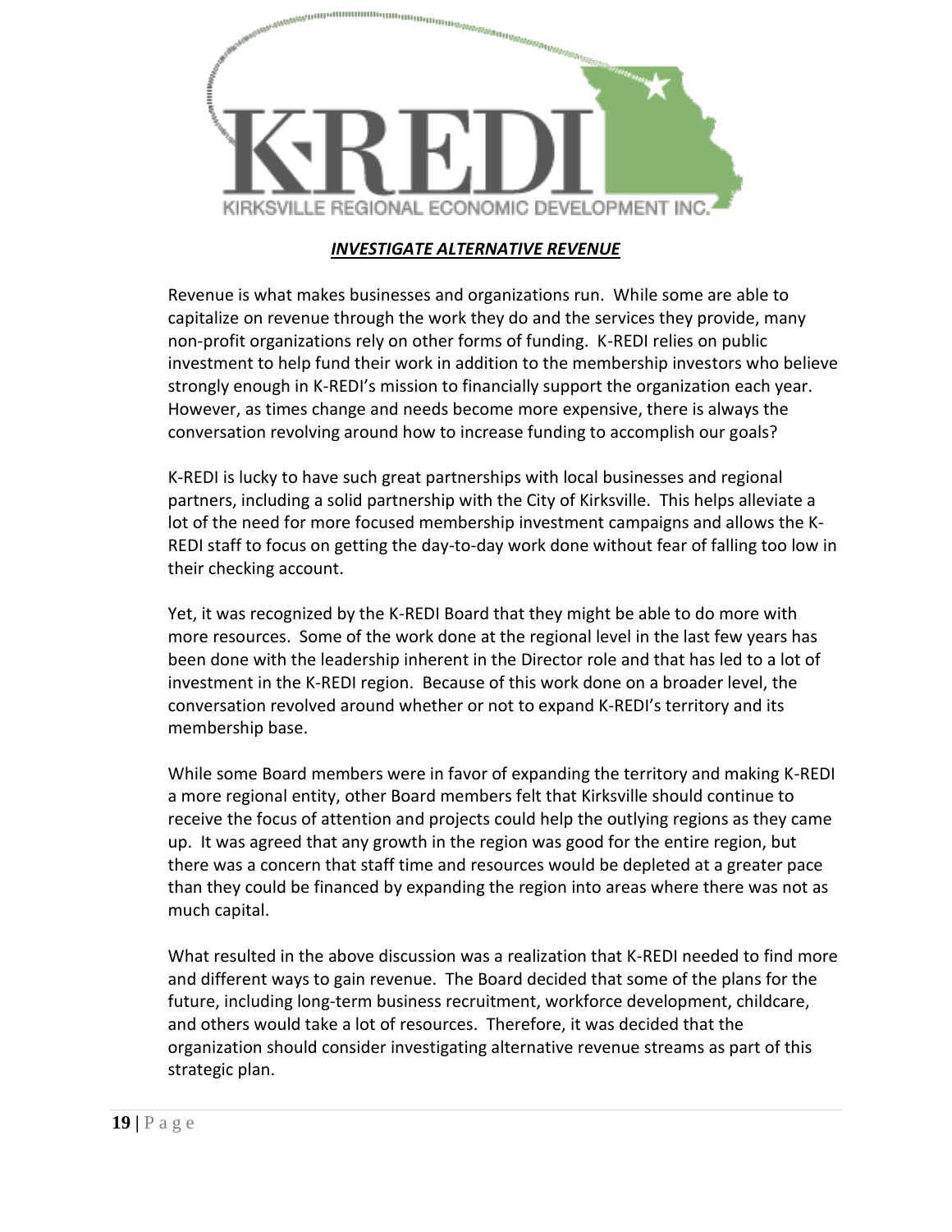## *INVESTIGATE ALTERNATIVE REVENUE*

Revenue is what makes businesses and organizations run. While some are able to capitalize on revenue through the work they do and the services they provide, many non-profit organizations rely on other forms of funding. K-REDI relies on public investment to help fund their work in addition to the membership investors who believe strongly enough in K-REDI's mission to financially support the organization each year. However, as times change and needs become more expensive, there is always the conversation revolving around how to increase funding to accomplish our goals?

K-REDI is lucky to have such great partnerships with local businesses and regional partners, including a solid partnership with the City of Kirksville. This helps alleviate a lot of the need for more focused membership investment campaigns and allows the K-REDI staff to focus on getting the day-to-day work done without fear of falling too low in their checking account.

Yet, it was recognized by the K-REDI Board that they might be able to do more with more resources. Some of the work done at the regional level in the last few years has been done with the leadership inherent in the Director role and that has led to a lot of investment in the K-REDI region. Because of this work done on a broader level, the conversation revolved around whether or not to expand K-REDI's territory and its membership base.

While some Board members were in favor of expanding the territory and making K-REDI a more regional entity, other Board members felt that Kirksville should continue to receive the focus of attention and projects could help the outlying regions as they came up. It was agreed that any growth in the region was good for the entire region, but there was a concern that staff time and resources would be depleted at a greater pace than they could be financed by expanding the region into areas where there was not as much capital.

What resulted in the above discussion was a realization that K-REDI needed to find more and different ways to gain revenue. The Board decided that some of the plans for the future, including long-term business recruitment, workforce development, childcare, and others would take a lot of resources. Therefore, it was decided that the organization should consider investigating alternative revenue streams as part of this strategic plan.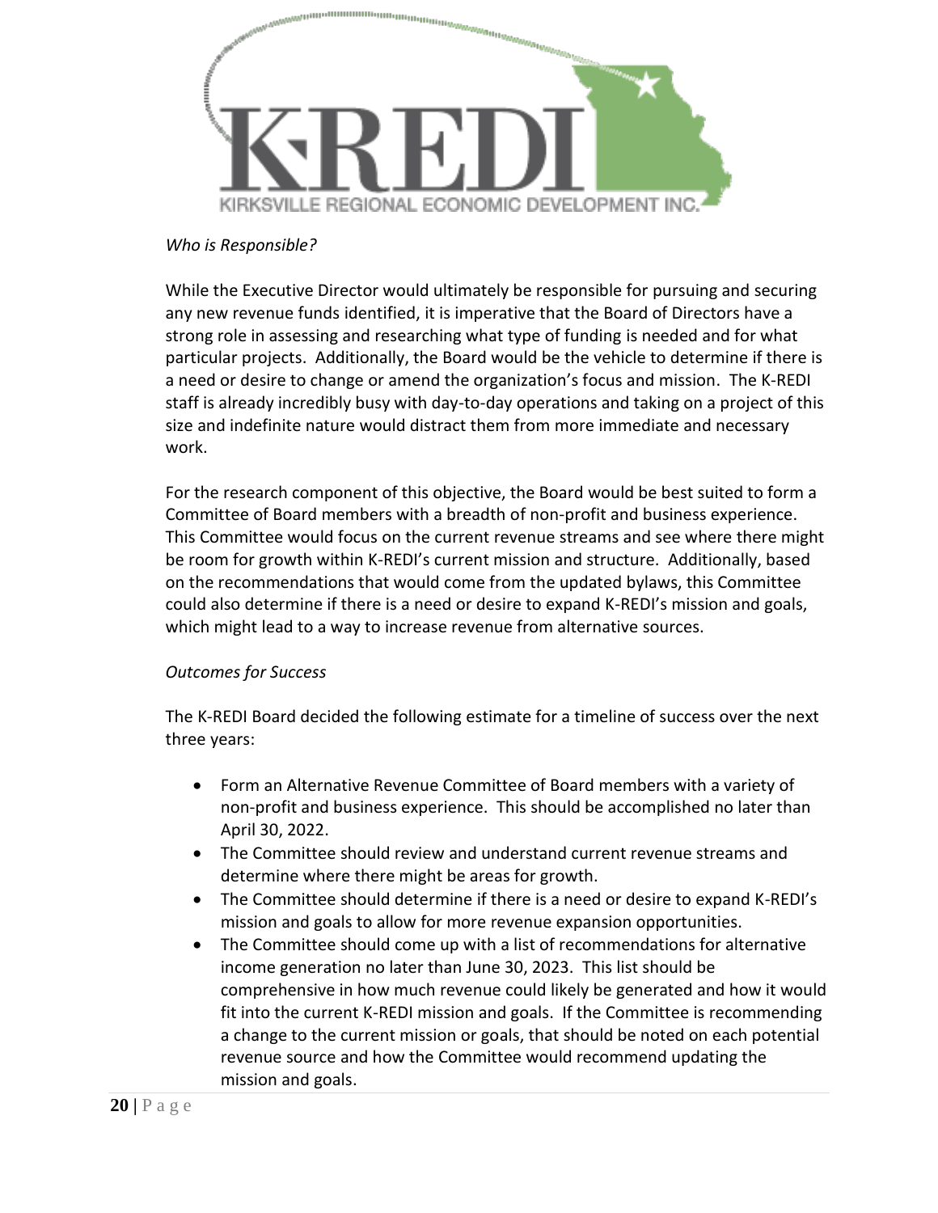*Who is Responsible?*

While the Executive Director would ultimately be responsible for pursuing and securing any new revenue funds identified, it is imperative that the Board of Directors have a strong role in assessing and researching what type of funding is needed and for what particular projects. Additionally, the Board would be the vehicle to determine if there is a need or desire to change or amend the organization's focus and mission. The K-REDI staff is already incredibly busy with day-to-day operations and taking on a project of this size and indefinite nature would distract them from more immediate and necessary work.

For the research component of this objective, the Board would be best suited to form a Committee of Board members with a breadth of non-profit and business experience. This Committee would focus on the current revenue streams and see where there might be room for growth within K-REDI's current mission and structure. Additionally, based on the recommendations that would come from the updated bylaws, this Committee could also determine if there is a need or desire to expand K-REDI's mission and goals, which might lead to a way to increase revenue from alternative sources.

*Outcomes for Success*

The K-REDI Board decided the following estimate for a timeline of success over the next three years:

- Form an Alternative Revenue Committee of Board members with a variety of non-profit and business experience. This should be accomplished no later than April 30, 2022.
- The Committee should review and understand current revenue streams and determine where there might be areas for growth.
- The Committee should determine if there is a need or desire to expand K-REDI's mission and goals to allow for more revenue expansion opportunities.
- The Committee should come up with a list of recommendations for alternative income generation no later than June 30, 2023. This list should be comprehensive in how much revenue could likely be generated and how it would fit into the current K-REDI mission and goals. If the Committee is recommending a change to the current mission or goals, that should be noted on each potential revenue source and how the Committee would recommend updating the mission and goals.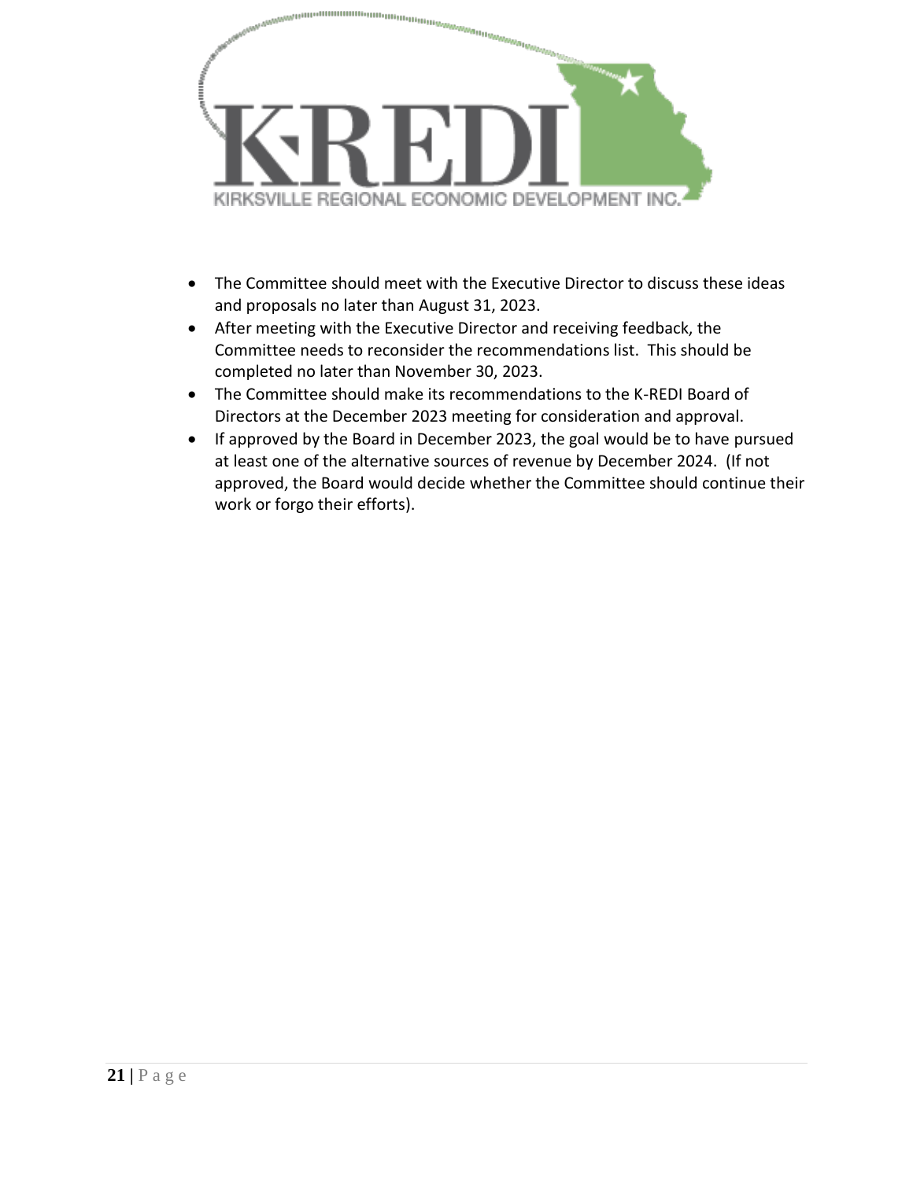- The Committee should meet with the Executive Director to discuss these ideas and proposals no later than August 31, 2023.
- After meeting with the Executive Director and receiving feedback, the Committee needs to reconsider the recommendations list. This should be completed no later than November 30, 2023.
- The Committee should make its recommendations to the K-REDI Board of Directors at the December 2023 meeting for consideration and approval.
- If approved by the Board in December 2023, the goal would be to have pursued at least one of the alternative sources of revenue by December 2024. (If not approved, the Board would decide whether the Committee should continue their work or forgo their efforts).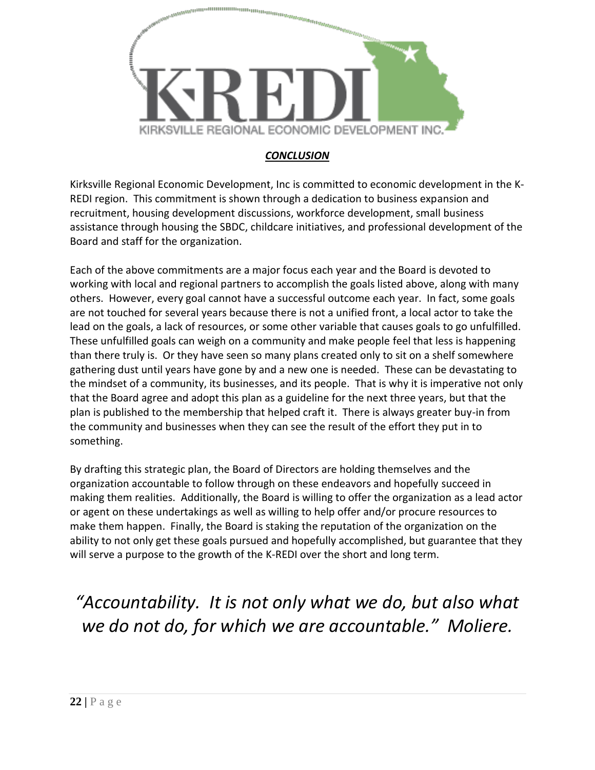## *CONCLUSION*

Kirksville Regional Economic Development, Inc is committed to economic development in the K-REDI region. This commitment is shown through a dedication to business expansion and recruitment, housing development discussions, workforce development, small business assistance through housing the SBDC, childcare initiatives, and professional development of the Board and staff for the organization.

Each of the above commitments are a major focus each year and the Board is devoted to working with local and regional partners to accomplish the goals listed above, along with many others. However, every goal cannot have a successful outcome each year. In fact, some goals are not touched for several years because there is not a unified front, a local actor to take the lead on the goals, a lack of resources, or some other variable that causes goals to go unfulfilled. These unfulfilled goals can weigh on a community and make people feel that less is happening than there truly is. Or they have seen so many plans created only to sit on a shelf somewhere gathering dust until years have gone by and a new one is needed. These can be devastating to the mindset of a community, its businesses, and its people. That is why it is imperative not only that the Board agree and adopt this plan as a guideline for the next three years, but that the plan is published to the membership that helped craft it. There is always greater buy-in from the community and businesses when they can see the result of the effort they put in to something.

By drafting this strategic plan, the Board of Directors are holding themselves and the organization accountable to follow through on these endeavors and hopefully succeed in making them realities. Additionally, the Board is willing to offer the organization as a lead actor or agent on these undertakings as well as willing to help offer and/or procure resources to make them happen. Finally, the Board is staking the reputation of the organization on the ability to not only get these goals pursued and hopefully accomplished, but guarantee that they will serve a purpose to the growth of the K-REDI over the short and long term.

*"Accountability. It is not only what we do, but also what we do not do, for which we are accountable." Moliere.*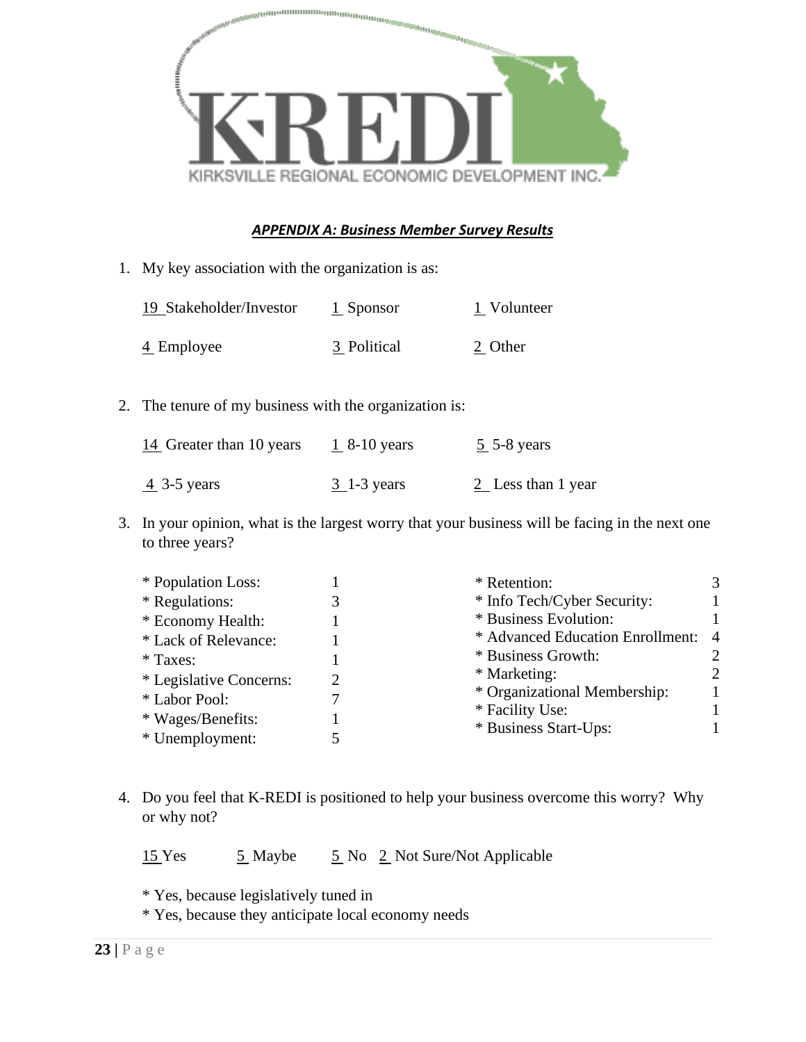## *APPENDIX A: Business Member Survey Results*

1. My key association with the organization is as:

   19 Stakeholder/Investor     1 Sponsor     1 Volunteer

   4 Employee     3 Political     2 Other

2. The tenure of my business with the organization is:

   14 Greater than 10 years     1 8-10 years     5 5-8 years

   4 3-5 years     3 1-3 years     2 Less than 1 year

3. In your opinion, what is the largest worry that your business will be facing in the next one to three years?

| | | | |
|---|---|---|---|
| * Population Loss: | 1 | * Retention: | 3 |
| * Regulations: | 3 | * Info Tech/Cyber Security: | 1 |
| * Economy Health: | 1 | * Business Evolution: | 1 |
| * Lack of Relevance: | 1 | * Advanced Education Enrollment: | 4 |
| * Taxes: | 1 | * Business Growth: | 2 |
| * Legislative Concerns: | 2 | * Marketing: | 2 |
| * Labor Pool: | 7 | * Organizational Membership: | 1 |
| * Wages/Benefits: | 1 | * Facility Use: | 1 |
| * Unemployment: | 5 | * Business Start-Ups: | 1 |

4. Do you feel that K-REDI is positioned to help your business overcome this worry? Why or why not?

   15 Yes     5 Maybe     5 No     2 Not Sure/Not Applicable

   * Yes, because legislatively tuned in
   * Yes, because they anticipate local economy needs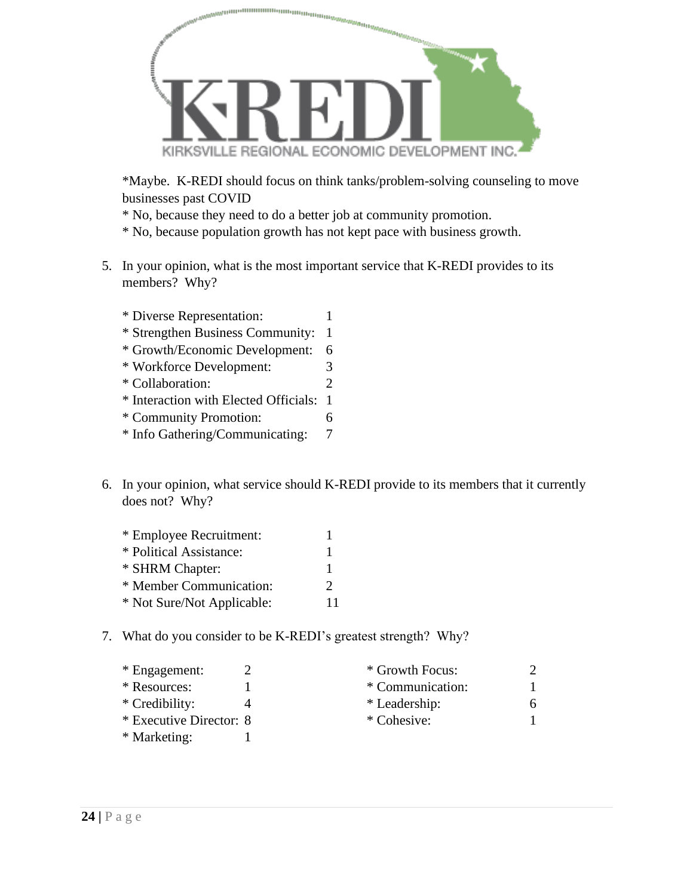*Maybe. K-REDI should focus on think tanks/problem-solving counseling to move businesses past COVID
* No, because they need to do a better job at community promotion.
* No, because population growth has not kept pace with business growth.

5. In your opinion, what is the most important service that K-REDI provides to its members? Why?

| | |
|---|---|
| * Diverse Representation: | 1 |
| * Strengthen Business Community: | 1 |
| * Growth/Economic Development: | 6 |
| * Workforce Development: | 3 |
| * Collaboration: | 2 |
| * Interaction with Elected Officials: | 1 |
| * Community Promotion: | 6 |
| * Info Gathering/Communicating: | 7 |

6. In your opinion, what service should K-REDI provide to its members that it currently does not? Why?

| | |
|---|---|
| * Employee Recruitment: | 1 |
| * Political Assistance: | 1 |
| * SHRM Chapter: | 1 |
| * Member Communication: | 2 |
| * Not Sure/Not Applicable: | 11 |

7. What do you consider to be K-REDI's greatest strength? Why?

| | | | |
|---|---|---|---|
| * Engagement: | 2 | * Growth Focus: | 2 |
| * Resources: | 1 | * Communication: | 1 |
| * Credibility: | 4 | * Leadership: | 6 |
| * Executive Director: | 8 | * Cohesive: | 1 |
| * Marketing: | 1 | | |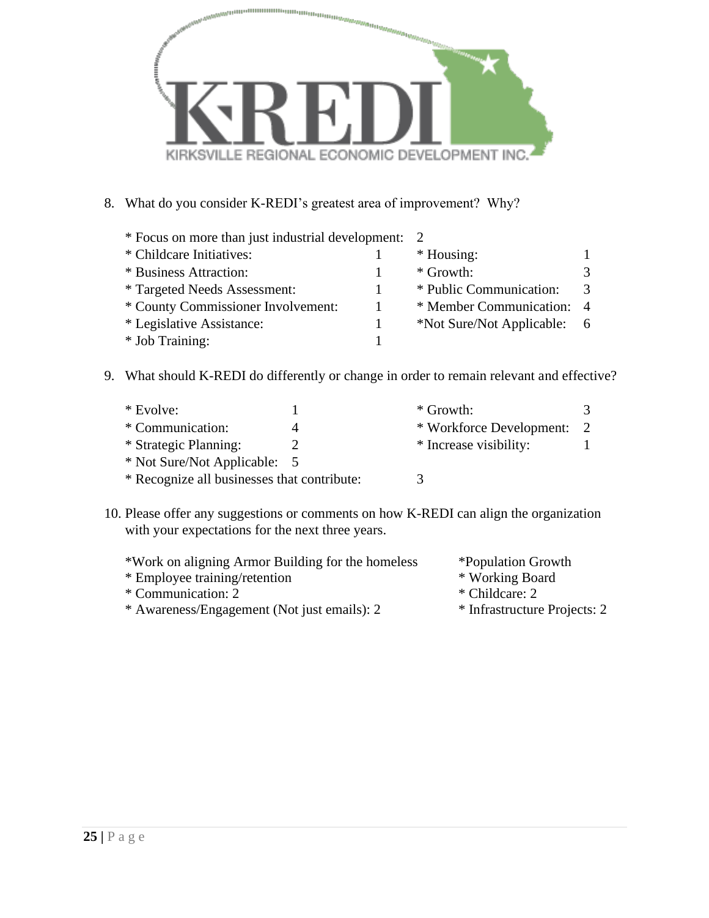8. What do you consider K-REDI's greatest area of improvement? Why?

   * Focus on more than just industrial development: 2
   * Childcare Initiatives: 1
   * Business Attraction: 1
   * Targeted Needs Assessment: 1
   * County Commissioner Involvement: 1
   * Legislative Assistance: 1
   * Job Training: 1
   * Housing: 1
   * Growth: 3
   * Public Communication: 3
   * Member Communication: 4
   * Not Sure/Not Applicable: 6

9. What should K-REDI do differently or change in order to remain relevant and effective?

   * Evolve: 1
   * Communication: 4
   * Strategic Planning: 2
   * Not Sure/Not Applicable: 5
   * Recognize all businesses that contribute: 3
   * Growth: 3
   * Workforce Development: 2
   * Increase visibility: 1

10. Please offer any suggestions or comments on how K-REDI can align the organization with your expectations for the next three years.

    * Work on aligning Armor Building for the homeless
    * Employee training/retention
    * Communication: 2
    * Awareness/Engagement (Not just emails): 2
    * Population Growth
    * Working Board
    * Childcare: 2
    * Infrastructure Projects: 2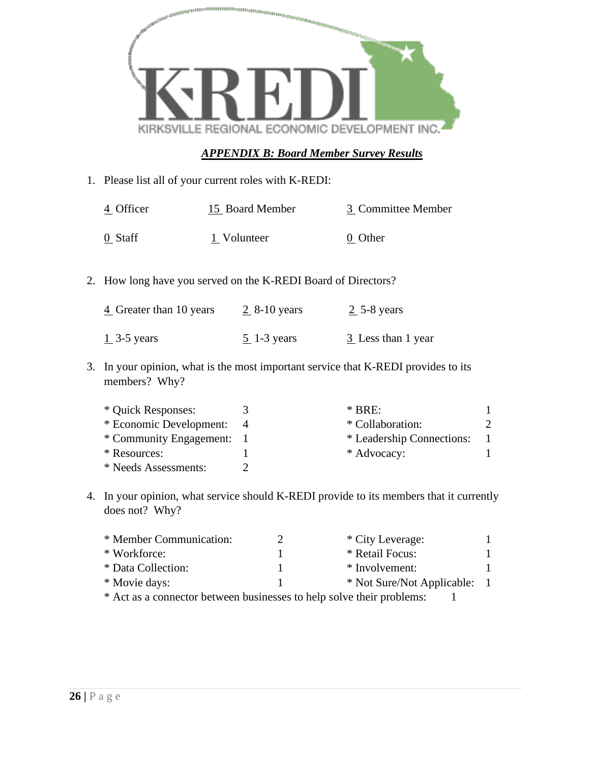KIRKSVILLE REGIONAL ECONOMIC DEVELOPMENT INC.

***APPENDIX B: Board Member Survey Results***

1. Please list all of your current roles with K-REDI:

   4 Officer | 15 Board Member | 3 Committee Member

   0 Staff | 1 Volunteer | 0 Other

2. How long have you served on the K-REDI Board of Directors?

   4 Greater than 10 years | 2 8-10 years | 2 5-8 years

   1 3-5 years | 5 1-3 years | 3 Less than 1 year

3. In your opinion, what is the most important service that K-REDI provides to its members? Why?

   * Quick Responses: 3
   * Economic Development: 4
   * Community Engagement: 1
   * Resources: 1
   * Needs Assessments: 2
   * BRE: 1
   * Collaboration: 2
   * Leadership Connections: 1
   * Advocacy: 1

4. In your opinion, what service should K-REDI provide to its members that it currently does not? Why?

   * Member Communication: 2
   * Workforce: 1
   * Data Collection: 1
   * Movie days: 1
   * City Leverage: 1
   * Retail Focus: 1
   * Involvement: 1
   * Not Sure/Not Applicable: 1
   * Act as a connector between businesses to help solve their problems: 1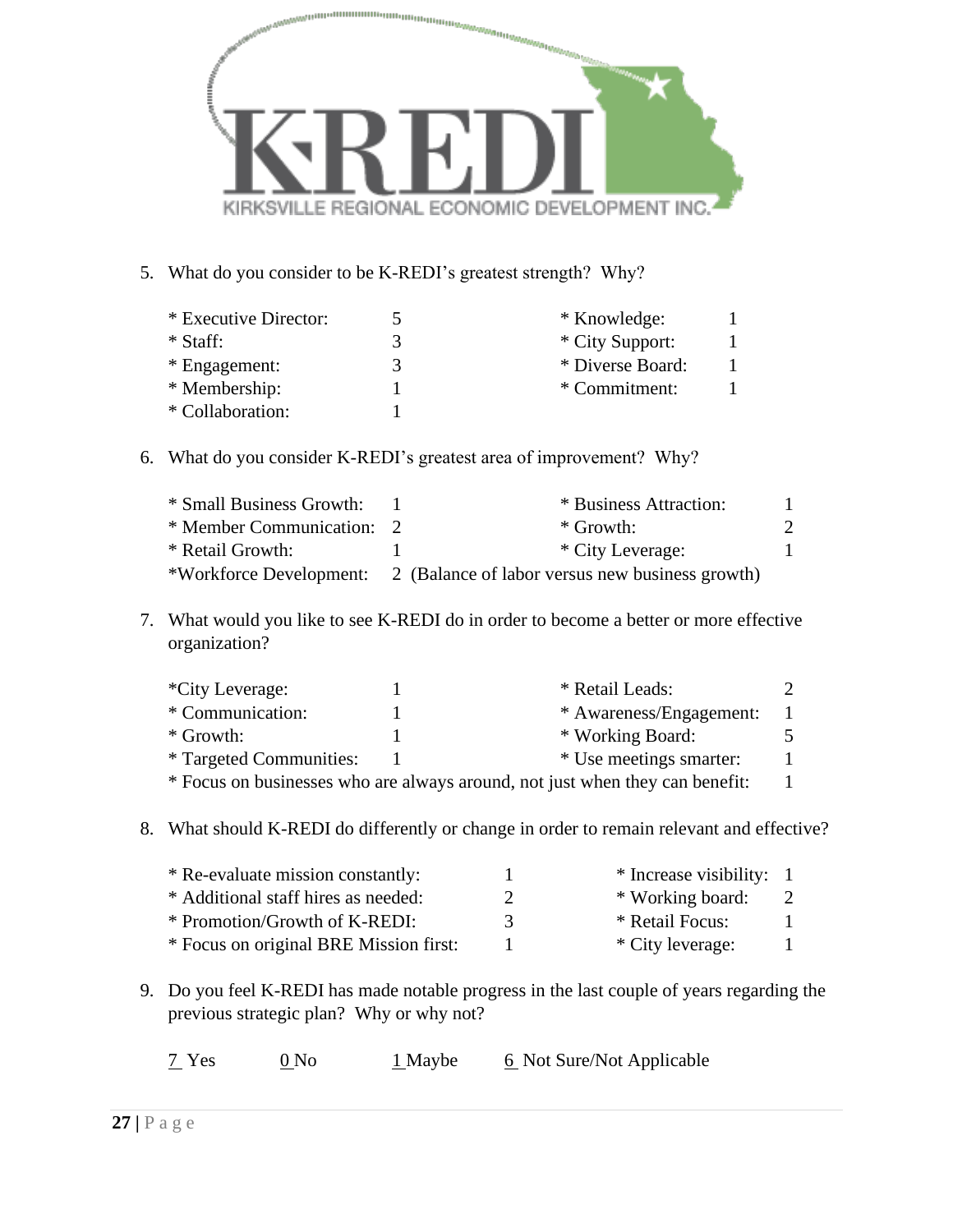5. What do you consider to be K-REDI's greatest strength? Why?

| | | | |
|---|---|---|---|
| * Executive Director: | 5 | * Knowledge: | 1 |
| * Staff: | 3 | * City Support: | 1 |
| * Engagement: | 3 | * Diverse Board: | 1 |
| * Membership: | 1 | * Commitment: | 1 |
| * Collaboration: | 1 | | |

6. What do you consider K-REDI's greatest area of improvement? Why?

| | | | |
|---|---|---|---|
| * Small Business Growth: | 1 | * Business Attraction: | 1 |
| * Member Communication: | 2 | * Growth: | 2 |
| * Retail Growth: | 1 | * City Leverage: | 1 |
| *Workforce Development: | 2 (Balance of labor versus new business growth) | | |

7. What would you like to see K-REDI do in order to become a better or more effective organization?

| | | | |
|---|---|---|---|
| *City Leverage: | 1 | * Retail Leads: | 2 |
| * Communication: | 1 | * Awareness/Engagement: | 1 |
| * Growth: | 1 | * Working Board: | 5 |
| * Targeted Communities: | 1 | * Use meetings smarter: | 1 |
| * Focus on businesses who are always around, not just when they can benefit: | | | 1 |

8. What should K-REDI do differently or change in order to remain relevant and effective?

| | | | |
|---|---|---|---|
| * Re-evaluate mission constantly: | 1 | * Increase visibility: | 1 |
| * Additional staff hires as needed: | 2 | * Working board: | 2 |
| * Promotion/Growth of K-REDI: | 3 | * Retail Focus: | 1 |
| * Focus on original BRE Mission first: | 1 | * City leverage: | 1 |

9. Do you feel K-REDI has made notable progress in the last couple of years regarding the previous strategic plan? Why or why not?

7 Yes  0 No  1 Maybe  6 Not Sure/Not Applicable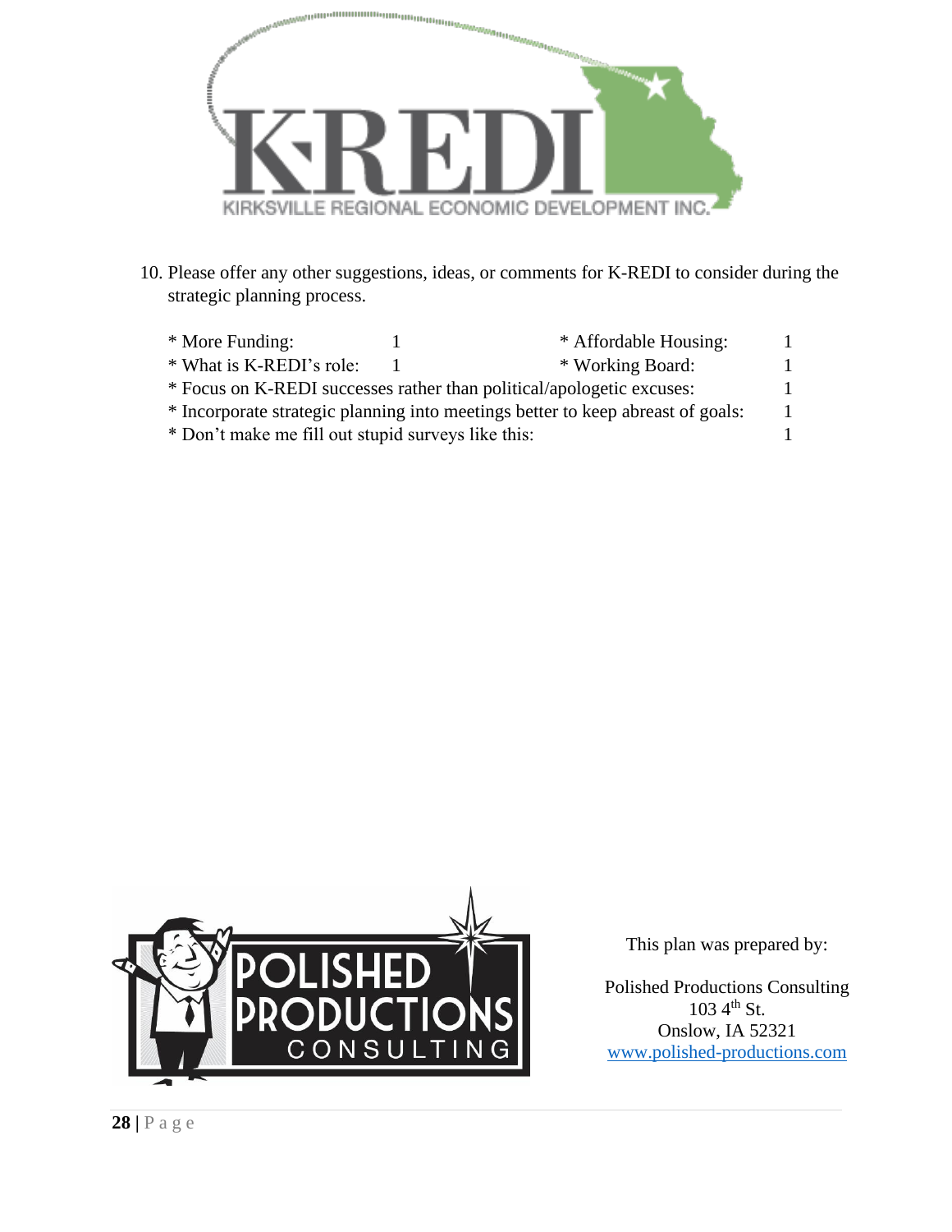10. Please offer any other suggestions, ideas, or comments for K-REDI to consider during the strategic planning process.

| | | | |
|---|---|---|---|
| * More Funding: | 1 | * Affordable Housing: | 1 |
| * What is K-REDI's role: | 1 | * Working Board: | 1 |
| * Focus on K-REDI successes rather than political/apologetic excuses: | | | 1 |
| * Incorporate strategic planning into meetings better to keep abreast of goals: | | | 1 |
| * Don't make me fill out stupid surveys like this: | | | 1 |

This plan was prepared by:

Polished Productions Consulting
103 4th St.
Onslow, IA 52321
www.polished-productions.com